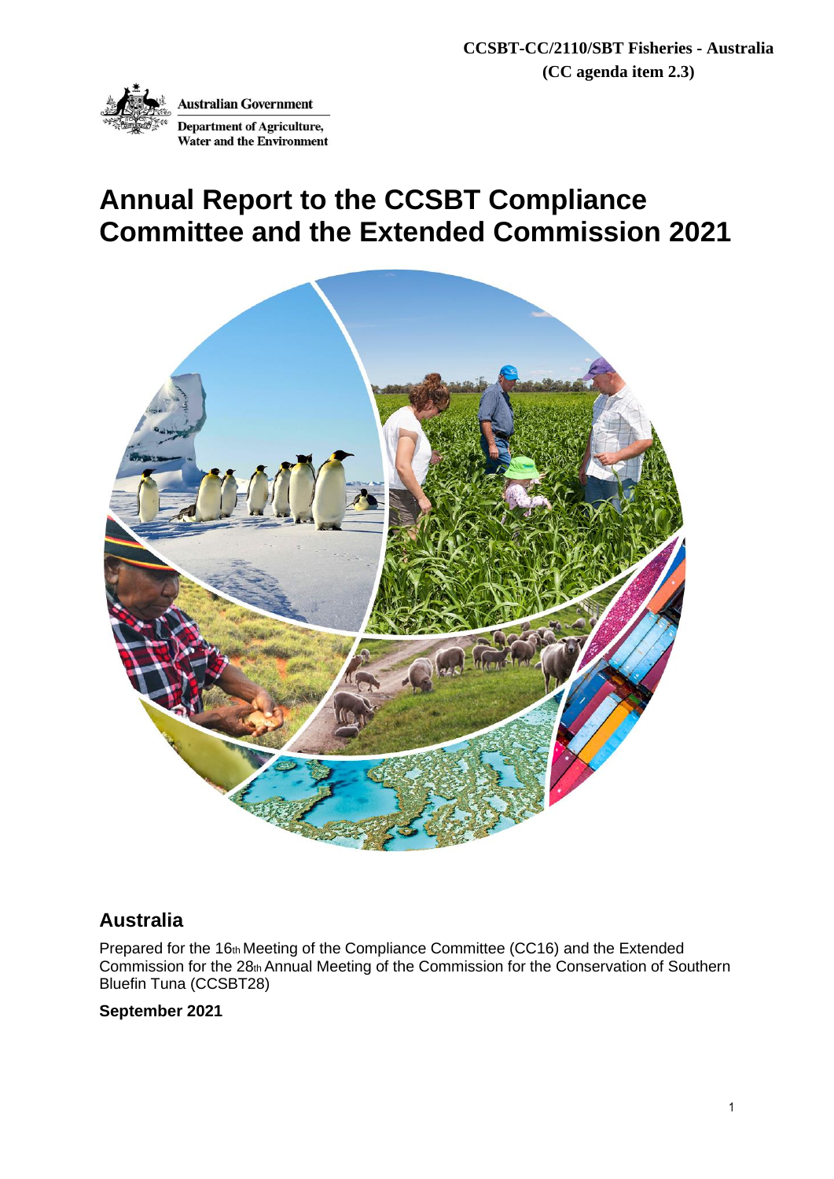**CCSBT-CC/2110/SBT Fisheries - Australia**
**(CC agenda item 2.3)**

Australian Government
Department of Agriculture, Water and the Environment

# Annual Report to the CCSBT Compliance Committee and the Extended Commission 2021

## Australia

Prepared for the 16th Meeting of the Compliance Committee (CC16) and the Extended Commission for the 28th Annual Meeting of the Commission for the Conservation of Southern Bluefin Tuna (CCSBT28)

**September 2021**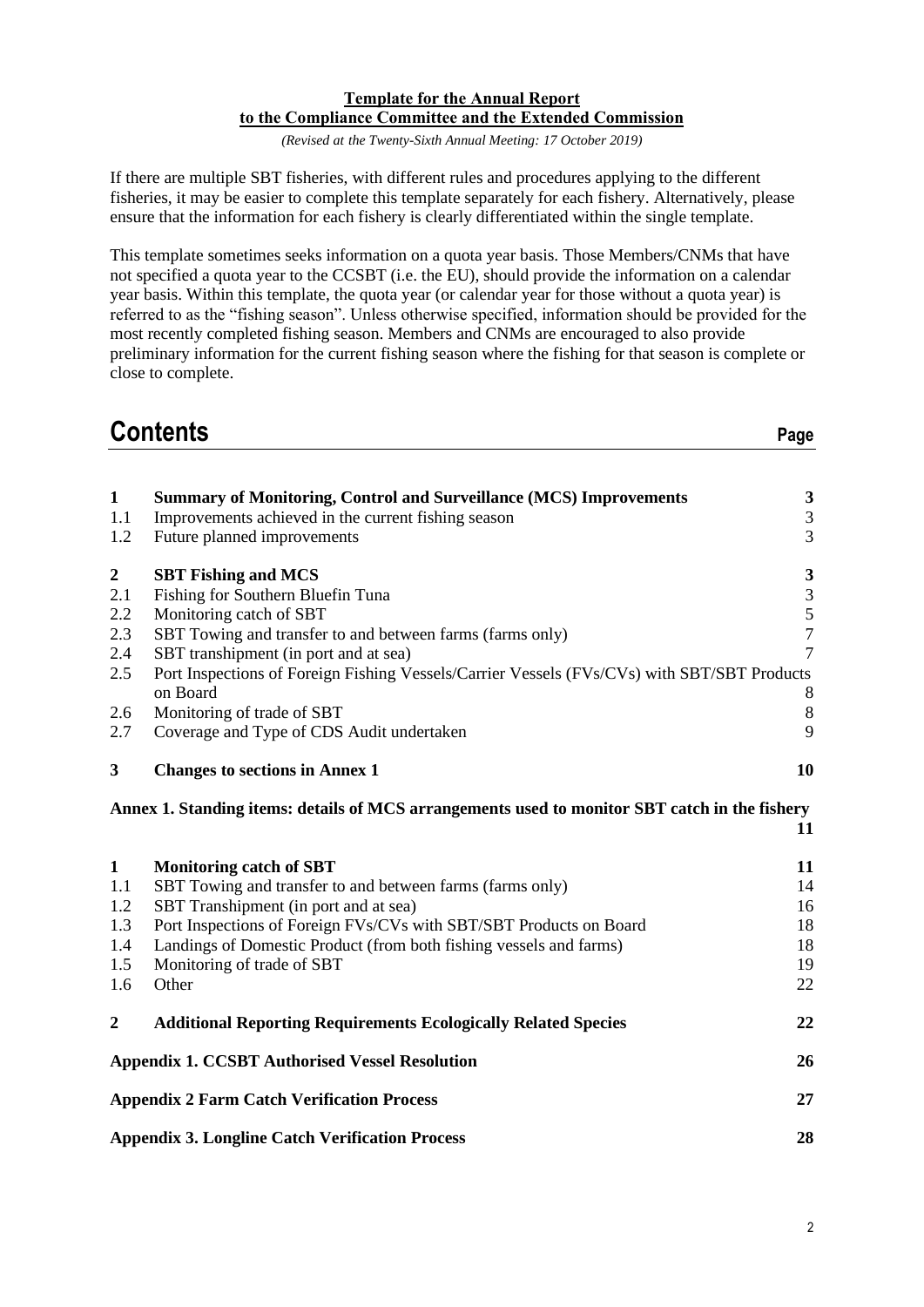**Template for the Annual Report**
**to the Compliance Committee and the Extended Commission**

*(Revised at the Twenty-Sixth Annual Meeting: 17 October 2019)*

If there are multiple SBT fisheries, with different rules and procedures applying to the different fisheries, it may be easier to complete this template separately for each fishery. Alternatively, please ensure that the information for each fishery is clearly differentiated within the single template.

This template sometimes seeks information on a quota year basis. Those Members/CNMs that have not specified a quota year to the CCSBT (i.e. the EU), should provide the information on a calendar year basis. Within this template, the quota year (or calendar year for those without a quota year) is referred to as the "fishing season". Unless otherwise specified, information should be provided for the most recently completed fishing season. Members and CNMs are encouraged to also provide preliminary information for the current fishing season where the fishing for that season is complete or close to complete.

# Contents

| | | Page |
|---|---|---|
| **1** | **Summary of Monitoring, Control and Surveillance (MCS) Improvements** | **3** |
| 1.1 | Improvements achieved in the current fishing season | 3 |
| 1.2 | Future planned improvements | 3 |
| **2** | **SBT Fishing and MCS** | **3** |
| 2.1 | Fishing for Southern Bluefin Tuna | 3 |
| 2.2 | Monitoring catch of SBT | 5 |
| 2.3 | SBT Towing and transfer to and between farms (farms only) | 7 |
| 2.4 | SBT transhipment (in port and at sea) | 7 |
| 2.5 | Port Inspections of Foreign Fishing Vessels/Carrier Vessels (FVs/CVs) with SBT/SBT Products on Board | 8 |
| 2.6 | Monitoring of trade of SBT | 8 |
| 2.7 | Coverage and Type of CDS Audit undertaken | 9 |
| **3** | **Changes to sections in Annex 1** | **10** |
| | **Annex 1. Standing items: details of MCS arrangements used to monitor SBT catch in the fishery** | **11** |
| **1** | **Monitoring catch of SBT** | **11** |
| 1.1 | SBT Towing and transfer to and between farms (farms only) | 14 |
| 1.2 | SBT Transhipment (in port and at sea) | 16 |
| 1.3 | Port Inspections of Foreign FVs/CVs with SBT/SBT Products on Board | 18 |
| 1.4 | Landings of Domestic Product (from both fishing vessels and farms) | 18 |
| 1.5 | Monitoring of trade of SBT | 19 |
| 1.6 | Other | 22 |
| **2** | **Additional Reporting Requirements Ecologically Related Species** | **22** |
| | **Appendix 1. CCSBT Authorised Vessel Resolution** | **26** |
| | **Appendix 2 Farm Catch Verification Process** | **27** |
| | **Appendix 3. Longline Catch Verification Process** | **28** |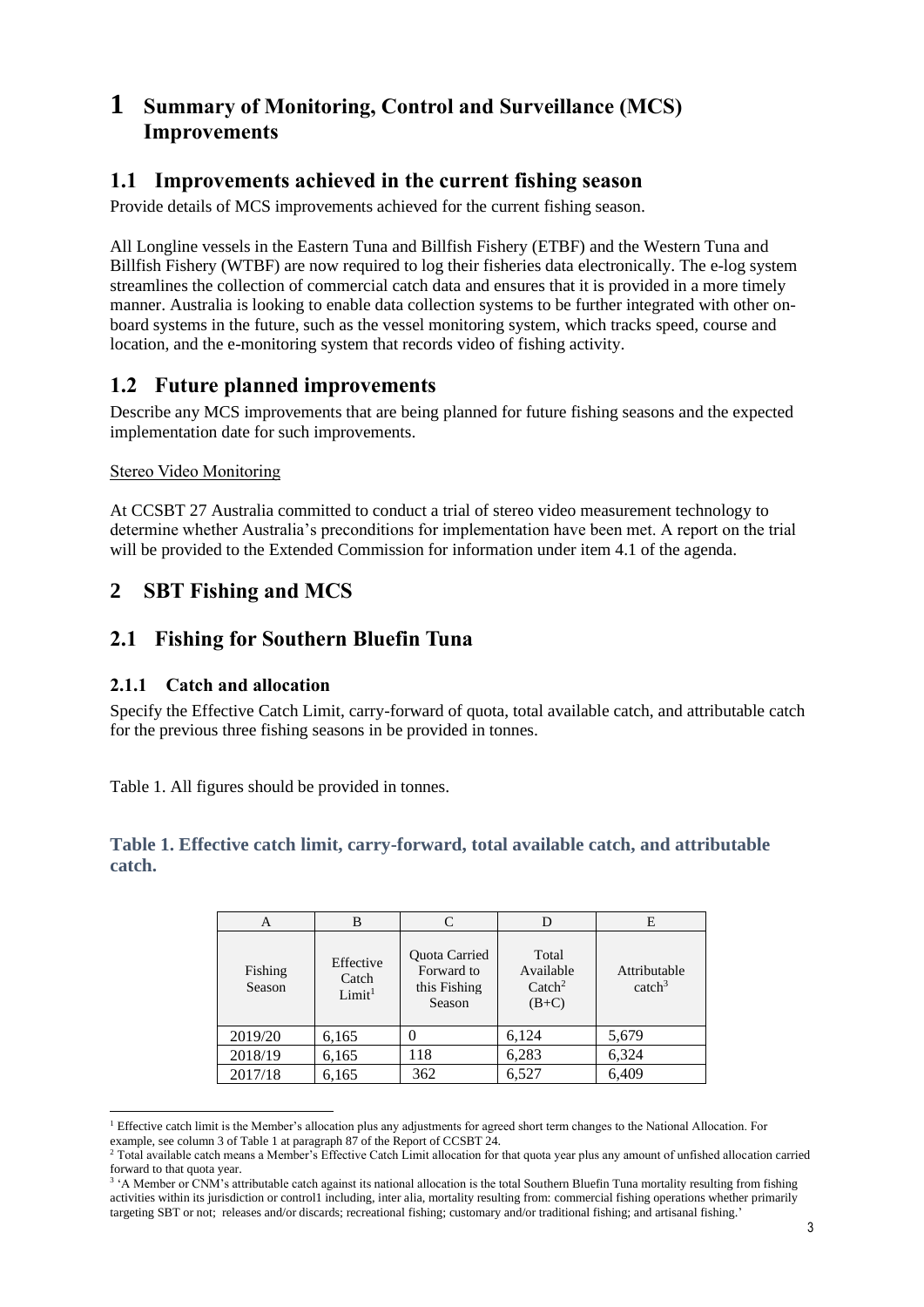# 1 Summary of Monitoring, Control and Surveillance (MCS) Improvements

## 1.1 Improvements achieved in the current fishing season

Provide details of MCS improvements achieved for the current fishing season.

All Longline vessels in the Eastern Tuna and Billfish Fishery (ETBF) and the Western Tuna and Billfish Fishery (WTBF) are now required to log their fisheries data electronically. The e-log system streamlines the collection of commercial catch data and ensures that it is provided in a more timely manner. Australia is looking to enable data collection systems to be further integrated with other on-board systems in the future, such as the vessel monitoring system, which tracks speed, course and location, and the e-monitoring system that records video of fishing activity.

## 1.2 Future planned improvements

Describe any MCS improvements that are being planned for future fishing seasons and the expected implementation date for such improvements.

Stereo Video Monitoring

At CCSBT 27 Australia committed to conduct a trial of stereo video measurement technology to determine whether Australia's preconditions for implementation have been met. A report on the trial will be provided to the Extended Commission for information under item 4.1 of the agenda.

# 2 SBT Fishing and MCS

## 2.1 Fishing for Southern Bluefin Tuna

### 2.1.1 Catch and allocation

Specify the Effective Catch Limit, carry-forward of quota, total available catch, and attributable catch for the previous three fishing seasons in be provided in tonnes.

Table 1. All figures should be provided in tonnes.

**Table 1. Effective catch limit, carry-forward, total available catch, and attributable catch.**

| A | B | C | D | E |
|---|---|---|---|---|
| Fishing Season | Effective Catch Limit[1] | Quota Carried Forward to this Fishing Season | Total Available Catch[2] (B+C) | Attributable catch[3] |
| 2019/20 | 6,165 | 0 | 6,124 | 5,679 |
| 2018/19 | 6,165 | 118 | 6,283 | 6,324 |
| 2017/18 | 6,165 | 362 | 6,527 | 6,409 |

[1] Effective catch limit is the Member's allocation plus any adjustments for agreed short term changes to the National Allocation. For example, see column 3 of Table 1 at paragraph 87 of the Report of CCSBT 24.

[2] Total available catch means a Member's Effective Catch Limit allocation for that quota year plus any amount of unfished allocation carried forward to that quota year.

[3] 'A Member or CNM's attributable catch against its national allocation is the total Southern Bluefin Tuna mortality resulting from fishing activities within its jurisdiction or control1 including, inter alia, mortality resulting from: commercial fishing operations whether primarily targeting SBT or not; releases and/or discards; recreational fishing; customary and/or traditional fishing; and artisanal fishing.'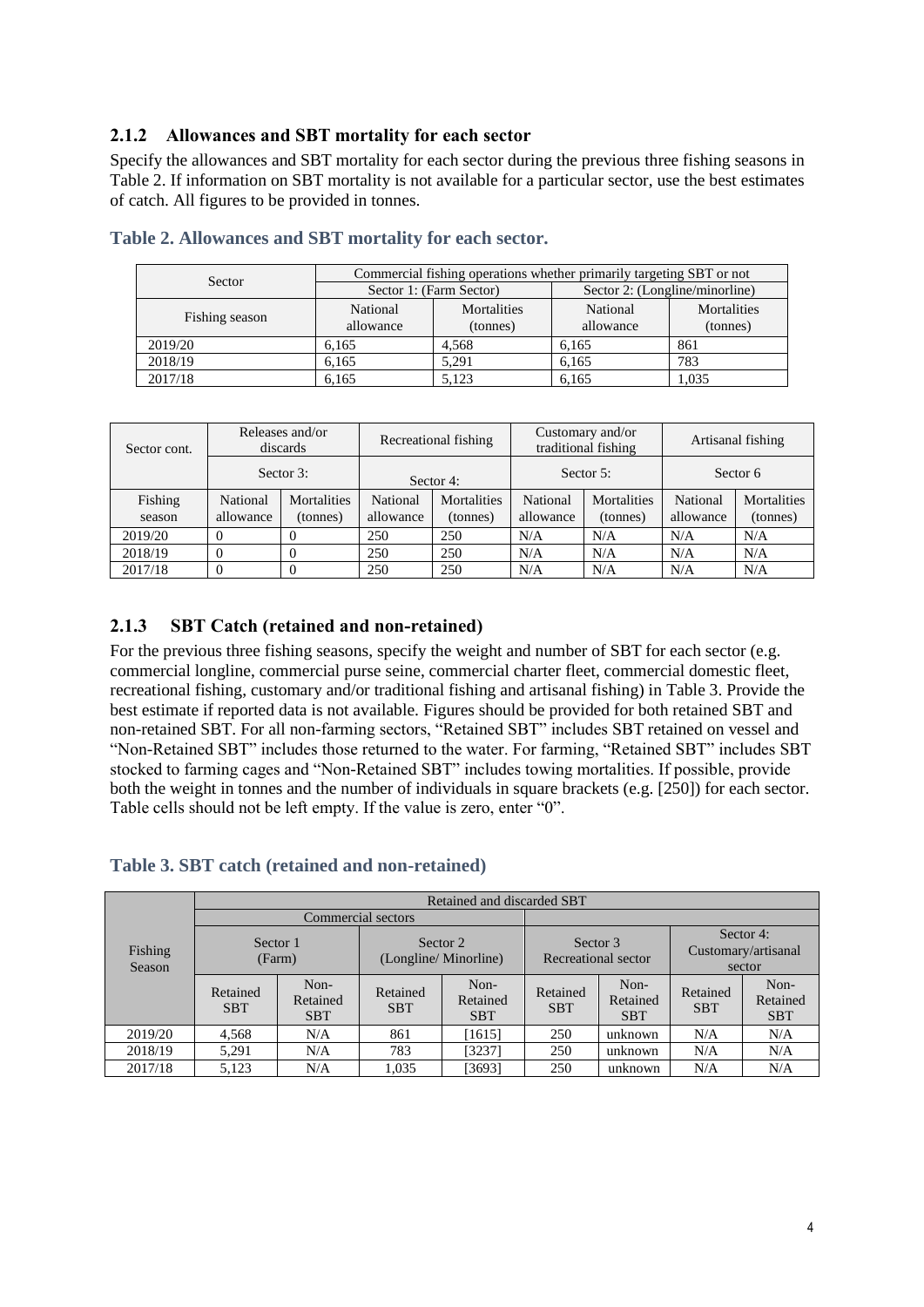### 2.1.2 Allowances and SBT mortality for each sector

Specify the allowances and SBT mortality for each sector during the previous three fishing seasons in Table 2. If information on SBT mortality is not available for a particular sector, use the best estimates of catch. All figures to be provided in tonnes.

**Table 2. Allowances and SBT mortality for each sector.**

| Sector | Commercial fishing operations whether primarily targeting SBT or not | | | |
|---|---|---|---|---|
| | Sector 1: (Farm Sector) | | Sector 2: (Longline/minorline) | |
| Fishing season | National allowance | Mortalities (tonnes) | National allowance | Mortalities (tonnes) |
| 2019/20 | 6,165 | 4,568 | 6,165 | 861 |
| 2018/19 | 6,165 | 5,291 | 6,165 | 783 |
| 2017/18 | 6,165 | 5,123 | 6,165 | 1,035 |

| Sector cont. | Releases and/or discards | | Recreational fishing | | Customary and/or traditional fishing | | Artisanal fishing | |
|---|---|---|---|---|---|---|---|---|
| | Sector 3: | | Sector 4: | | Sector 5: | | Sector 6 | |
| Fishing season | National allowance | Mortalities (tonnes) | National allowance | Mortalities (tonnes) | National allowance | Mortalities (tonnes) | National allowance | Mortalities (tonnes) |
| 2019/20 | 0 | 0 | 250 | 250 | N/A | N/A | N/A | N/A |
| 2018/19 | 0 | 0 | 250 | 250 | N/A | N/A | N/A | N/A |
| 2017/18 | 0 | 0 | 250 | 250 | N/A | N/A | N/A | N/A |

### 2.1.3 SBT Catch (retained and non-retained)

For the previous three fishing seasons, specify the weight and number of SBT for each sector (e.g. commercial longline, commercial purse seine, commercial charter fleet, commercial domestic fleet, recreational fishing, customary and/or traditional fishing and artisanal fishing) in Table 3. Provide the best estimate if reported data is not available. Figures should be provided for both retained SBT and non-retained SBT. For all non-farming sectors, "Retained SBT" includes SBT retained on vessel and "Non-Retained SBT" includes those returned to the water. For farming, "Retained SBT" includes SBT stocked to farming cages and "Non-Retained SBT" includes towing mortalities. If possible, provide both the weight in tonnes and the number of individuals in square brackets (e.g. [250]) for each sector. Table cells should not be left empty. If the value is zero, enter "0".

**Table 3. SBT catch (retained and non-retained)**

| Fishing Season | Retained and discarded SBT | | | | | | | |
|---|---|---|---|---|---|---|---|---|
| | Commercial sectors | | | | | | | |
| | Sector 1 (Farm) | | Sector 2 (Longline/ Minorline) | | Sector 3 Recreational sector | | Sector 4: Customary/artisanal sector | |
| | Retained SBT | Non-Retained SBT | Retained SBT | Non-Retained SBT | Retained SBT | Non-Retained SBT | Retained SBT | Non-Retained SBT |
| 2019/20 | 4,568 | N/A | 861 | [1615] | 250 | unknown | N/A | N/A |
| 2018/19 | 5,291 | N/A | 783 | [3237] | 250 | unknown | N/A | N/A |
| 2017/18 | 5,123 | N/A | 1,035 | [3693] | 250 | unknown | N/A | N/A |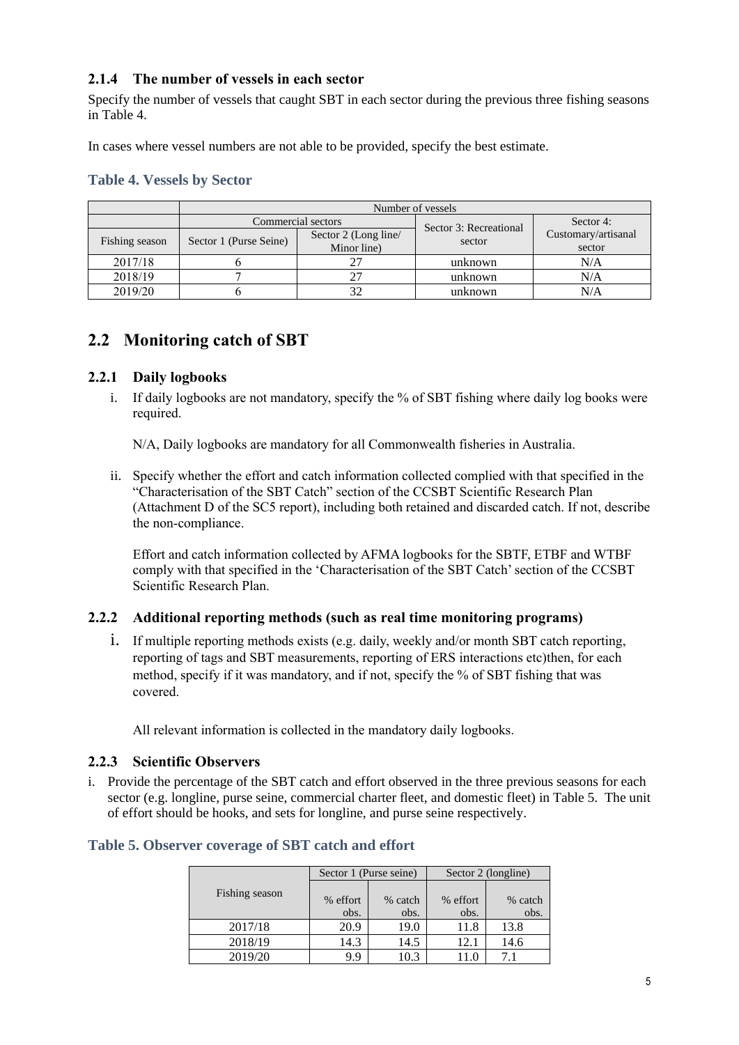### 2.1.4 The number of vessels in each sector

Specify the number of vessels that caught SBT in each sector during the previous three fishing seasons in Table 4.

In cases where vessel numbers are not able to be provided, specify the best estimate.

#### Table 4. Vessels by Sector

| | Number of vessels | | | |
|---|---|---|---|---|
| | Commercial sectors | | Sector 3: Recreational sector | Sector 4: Customary/artisanal sector |
| Fishing season | Sector 1 (Purse Seine) | Sector 2 (Long line/ Minor line) | | |
| 2017/18 | 6 | 27 | unknown | N/A |
| 2018/19 | 7 | 27 | unknown | N/A |
| 2019/20 | 6 | 32 | unknown | N/A |

## 2.2 Monitoring catch of SBT

### 2.2.1 Daily logbooks

i. If daily logbooks are not mandatory, specify the % of SBT fishing where daily log books were required.

   N/A, Daily logbooks are mandatory for all Commonwealth fisheries in Australia.

ii. Specify whether the effort and catch information collected complied with that specified in the "Characterisation of the SBT Catch" section of the CCSBT Scientific Research Plan (Attachment D of the SC5 report), including both retained and discarded catch. If not, describe the non-compliance.

   Effort and catch information collected by AFMA logbooks for the SBTF, ETBF and WTBF comply with that specified in the 'Characterisation of the SBT Catch' section of the CCSBT Scientific Research Plan.

### 2.2.2 Additional reporting methods (such as real time monitoring programs)

i. If multiple reporting methods exists (e.g. daily, weekly and/or month SBT catch reporting, reporting of tags and SBT measurements, reporting of ERS interactions etc)then, for each method, specify if it was mandatory, and if not, specify the % of SBT fishing that was covered.

   All relevant information is collected in the mandatory daily logbooks.

### 2.2.3 Scientific Observers

i. Provide the percentage of the SBT catch and effort observed in the three previous seasons for each sector (e.g. longline, purse seine, commercial charter fleet, and domestic fleet) in Table 5. The unit of effort should be hooks, and sets for longline, and purse seine respectively.

#### Table 5. Observer coverage of SBT catch and effort

| Fishing season | Sector 1 (Purse seine) | | Sector 2 (longline) | |
|---|---|---|---|---|
| | % effort obs. | % catch obs. | % effort obs. | % catch obs. |
| 2017/18 | 20.9 | 19.0 | 11.8 | 13.8 |
| 2018/19 | 14.3 | 14.5 | 12.1 | 14.6 |
| 2019/20 | 9.9 | 10.3 | 11.0 | 7.1 |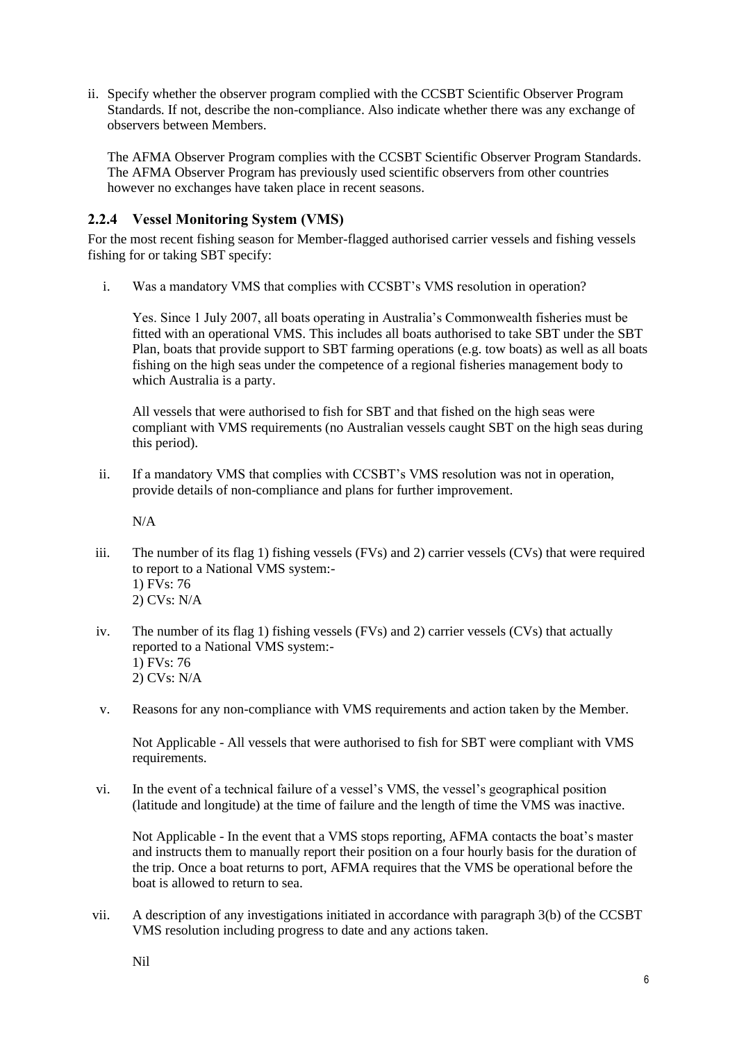ii. Specify whether the observer program complied with the CCSBT Scientific Observer Program Standards. If not, describe the non-compliance. Also indicate whether there was any exchange of observers between Members.

    The AFMA Observer Program complies with the CCSBT Scientific Observer Program Standards. The AFMA Observer Program has previously used scientific observers from other countries however no exchanges have taken place in recent seasons.

### 2.2.4 Vessel Monitoring System (VMS)

For the most recent fishing season for Member-flagged authorised carrier vessels and fishing vessels fishing for or taking SBT specify:

i. Was a mandatory VMS that complies with CCSBT's VMS resolution in operation?

   Yes. Since 1 July 2007, all boats operating in Australia's Commonwealth fisheries must be fitted with an operational VMS. This includes all boats authorised to take SBT under the SBT Plan, boats that provide support to SBT farming operations (e.g. tow boats) as well as all boats fishing on the high seas under the competence of a regional fisheries management body to which Australia is a party.

   All vessels that were authorised to fish for SBT and that fished on the high seas were compliant with VMS requirements (no Australian vessels caught SBT on the high seas during this period).

ii. If a mandatory VMS that complies with CCSBT's VMS resolution was not in operation, provide details of non-compliance and plans for further improvement.

   N/A

iii. The number of its flag 1) fishing vessels (FVs) and 2) carrier vessels (CVs) that were required to report to a National VMS system:-
   1) FVs: 76
   2) CVs: N/A

iv. The number of its flag 1) fishing vessels (FVs) and 2) carrier vessels (CVs) that actually reported to a National VMS system:-
   1) FVs: 76
   2) CVs: N/A

v. Reasons for any non-compliance with VMS requirements and action taken by the Member.

   Not Applicable - All vessels that were authorised to fish for SBT were compliant with VMS requirements.

vi. In the event of a technical failure of a vessel's VMS, the vessel's geographical position (latitude and longitude) at the time of failure and the length of time the VMS was inactive.

   Not Applicable - In the event that a VMS stops reporting, AFMA contacts the boat's master and instructs them to manually report their position on a four hourly basis for the duration of the trip. Once a boat returns to port, AFMA requires that the VMS be operational before the boat is allowed to return to sea.

vii. A description of any investigations initiated in accordance with paragraph 3(b) of the CCSBT VMS resolution including progress to date and any actions taken.

   Nil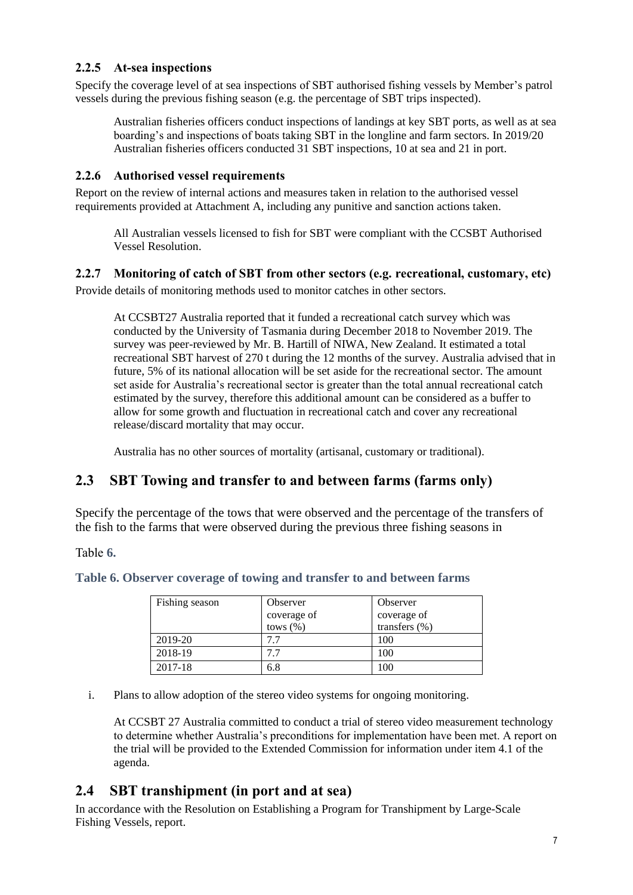### 2.2.5 At-sea inspections

Specify the coverage level of at sea inspections of SBT authorised fishing vessels by Member's patrol vessels during the previous fishing season (e.g. the percentage of SBT trips inspected).

Australian fisheries officers conduct inspections of landings at key SBT ports, as well as at sea boarding's and inspections of boats taking SBT in the longline and farm sectors. In 2019/20 Australian fisheries officers conducted 31 SBT inspections, 10 at sea and 21 in port.

### 2.2.6 Authorised vessel requirements

Report on the review of internal actions and measures taken in relation to the authorised vessel requirements provided at Attachment A, including any punitive and sanction actions taken.

All Australian vessels licensed to fish for SBT were compliant with the CCSBT Authorised Vessel Resolution.

### 2.2.7 Monitoring of catch of SBT from other sectors (e.g. recreational, customary, etc)

Provide details of monitoring methods used to monitor catches in other sectors.

At CCSBT27 Australia reported that it funded a recreational catch survey which was conducted by the University of Tasmania during December 2018 to November 2019. The survey was peer-reviewed by Mr. B. Hartill of NIWA, New Zealand. It estimated a total recreational SBT harvest of 270 t during the 12 months of the survey. Australia advised that in future, 5% of its national allocation will be set aside for the recreational sector. The amount set aside for Australia's recreational sector is greater than the total annual recreational catch estimated by the survey, therefore this additional amount can be considered as a buffer to allow for some growth and fluctuation in recreational catch and cover any recreational release/discard mortality that may occur.

Australia has no other sources of mortality (artisanal, customary or traditional).

## 2.3 SBT Towing and transfer to and between farms (farms only)

Specify the percentage of the tows that were observed and the percentage of the transfers of the fish to the farms that were observed during the previous three fishing seasons in

Table **6.**

**Table 6. Observer coverage of towing and transfer to and between farms**

| Fishing season | Observer coverage of tows (%) | Observer coverage of transfers (%) |
|---|---|---|
| 2019-20 | 7.7 | 100 |
| 2018-19 | 7.7 | 100 |
| 2017-18 | 6.8 | 100 |

i. Plans to allow adoption of the stereo video systems for ongoing monitoring.

At CCSBT 27 Australia committed to conduct a trial of stereo video measurement technology to determine whether Australia's preconditions for implementation have been met. A report on the trial will be provided to the Extended Commission for information under item 4.1 of the agenda.

## 2.4 SBT transhipment (in port and at sea)

In accordance with the Resolution on Establishing a Program for Transhipment by Large-Scale Fishing Vessels, report.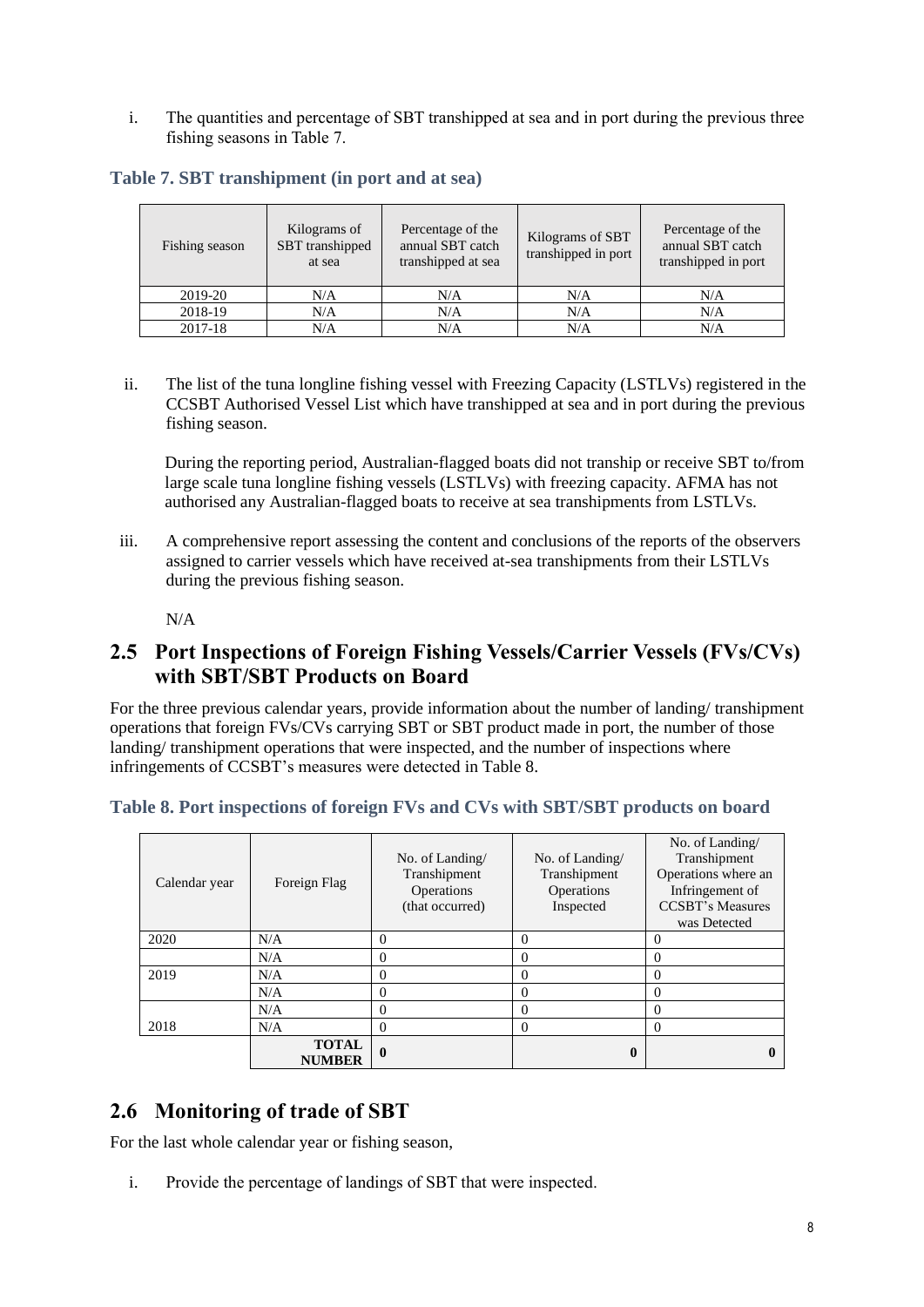i. The quantities and percentage of SBT transhipped at sea and in port during the previous three fishing seasons in Table 7.

**Table 7. SBT transhipment (in port and at sea)**

| Fishing season | Kilograms of SBT transhipped at sea | Percentage of the annual SBT catch transhipped at sea | Kilograms of SBT transhipped in port | Percentage of the annual SBT catch transhipped in port |
|---|---|---|---|---|
| 2019-20 | N/A | N/A | N/A | N/A |
| 2018-19 | N/A | N/A | N/A | N/A |
| 2017-18 | N/A | N/A | N/A | N/A |

ii. The list of the tuna longline fishing vessel with Freezing Capacity (LSTLVs) registered in the CCSBT Authorised Vessel List which have transhipped at sea and in port during the previous fishing season.

During the reporting period, Australian-flagged boats did not tranship or receive SBT to/from large scale tuna longline fishing vessels (LSTLVs) with freezing capacity. AFMA has not authorised any Australian-flagged boats to receive at sea transhipments from LSTLVs.

iii. A comprehensive report assessing the content and conclusions of the reports of the observers assigned to carrier vessels which have received at-sea transhipments from their LSTLVs during the previous fishing season.

N/A

## 2.5 Port Inspections of Foreign Fishing Vessels/Carrier Vessels (FVs/CVs) with SBT/SBT Products on Board

For the three previous calendar years, provide information about the number of landing/ transhipment operations that foreign FVs/CVs carrying SBT or SBT product made in port, the number of those landing/ transhipment operations that were inspected, and the number of inspections where infringements of CCSBT's measures were detected in Table 8.

**Table 8. Port inspections of foreign FVs and CVs with SBT/SBT products on board**

| Calendar year | Foreign Flag | No. of Landing/ Transhipment Operations (that occurred) | No. of Landing/ Transhipment Operations Inspected | No. of Landing/ Transhipment Operations where an Infringement of CCSBT's Measures was Detected |
|---|---|---|---|---|
| 2020 | N/A | 0 | 0 | 0 |
| | N/A | 0 | 0 | 0 |
| 2019 | N/A | 0 | 0 | 0 |
| | N/A | 0 | 0 | 0 |
| | N/A | 0 | 0 | 0 |
| 2018 | N/A | 0 | 0 | 0 |
| | **TOTAL NUMBER** | **0** | **0** | **0** |

## 2.6 Monitoring of trade of SBT

For the last whole calendar year or fishing season,

i. Provide the percentage of landings of SBT that were inspected.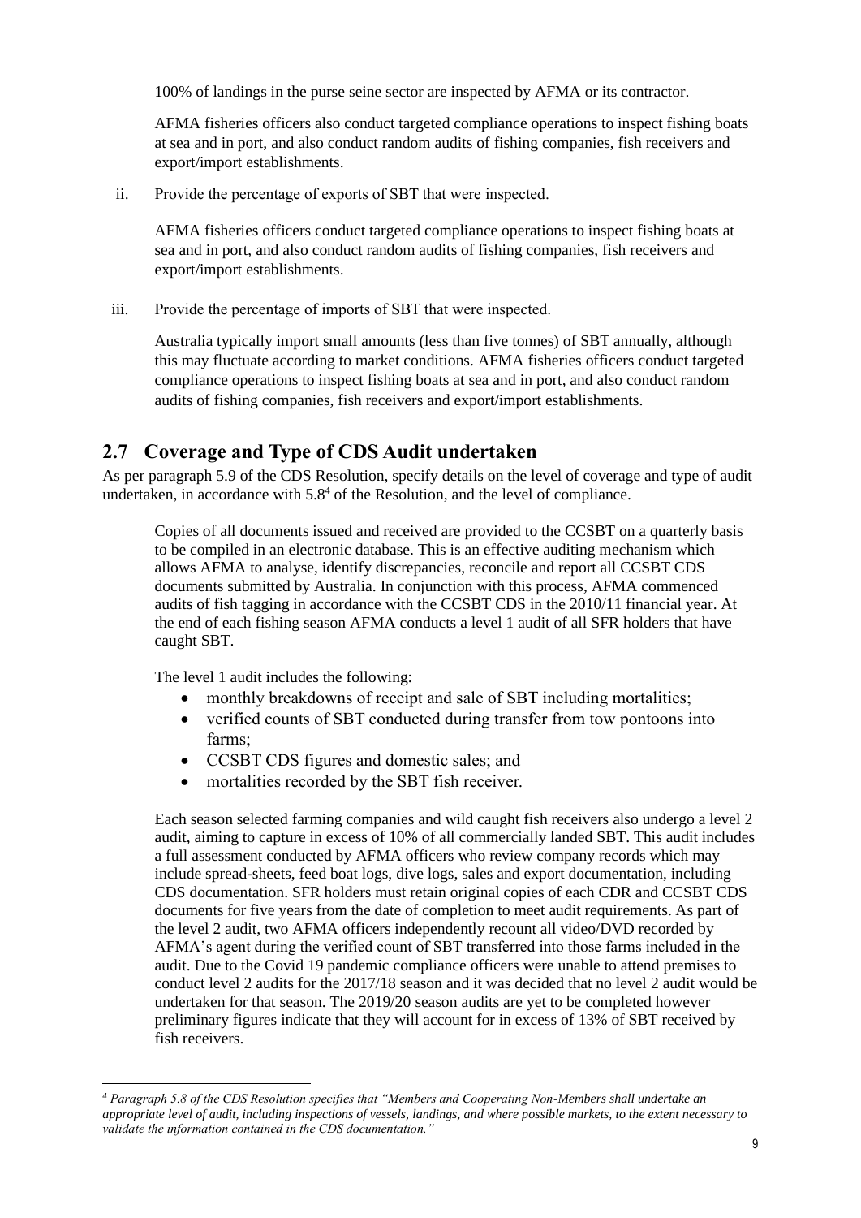100% of landings in the purse seine sector are inspected by AFMA or its contractor.

AFMA fisheries officers also conduct targeted compliance operations to inspect fishing boats at sea and in port, and also conduct random audits of fishing companies, fish receivers and export/import establishments.

ii. Provide the percentage of exports of SBT that were inspected.

AFMA fisheries officers conduct targeted compliance operations to inspect fishing boats at sea and in port, and also conduct random audits of fishing companies, fish receivers and export/import establishments.

iii. Provide the percentage of imports of SBT that were inspected.

Australia typically import small amounts (less than five tonnes) of SBT annually, although this may fluctuate according to market conditions. AFMA fisheries officers conduct targeted compliance operations to inspect fishing boats at sea and in port, and also conduct random audits of fishing companies, fish receivers and export/import establishments.

## 2.7 Coverage and Type of CDS Audit undertaken

As per paragraph 5.9 of the CDS Resolution, specify details on the level of coverage and type of audit undertaken, in accordance with 5.8[4] of the Resolution, and the level of compliance.

Copies of all documents issued and received are provided to the CCSBT on a quarterly basis to be compiled in an electronic database. This is an effective auditing mechanism which allows AFMA to analyse, identify discrepancies, reconcile and report all CCSBT CDS documents submitted by Australia. In conjunction with this process, AFMA commenced audits of fish tagging in accordance with the CCSBT CDS in the 2010/11 financial year. At the end of each fishing season AFMA conducts a level 1 audit of all SFR holders that have caught SBT.

The level 1 audit includes the following:

- monthly breakdowns of receipt and sale of SBT including mortalities;
- verified counts of SBT conducted during transfer from tow pontoons into farms;
- CCSBT CDS figures and domestic sales; and
- mortalities recorded by the SBT fish receiver.

Each season selected farming companies and wild caught fish receivers also undergo a level 2 audit, aiming to capture in excess of 10% of all commercially landed SBT. This audit includes a full assessment conducted by AFMA officers who review company records which may include spread-sheets, feed boat logs, dive logs, sales and export documentation, including CDS documentation. SFR holders must retain original copies of each CDR and CCSBT CDS documents for five years from the date of completion to meet audit requirements. As part of the level 2 audit, two AFMA officers independently recount all video/DVD recorded by AFMA's agent during the verified count of SBT transferred into those farms included in the audit. Due to the Covid 19 pandemic compliance officers were unable to attend premises to conduct level 2 audits for the 2017/18 season and it was decided that no level 2 audit would be undertaken for that season. The 2019/20 season audits are yet to be completed however preliminary figures indicate that they will account for in excess of 13% of SBT received by fish receivers.

---

[4] *Paragraph 5.8 of the CDS Resolution specifies that "Members and Cooperating Non-Members shall undertake an appropriate level of audit, including inspections of vessels, landings, and where possible markets, to the extent necessary to validate the information contained in the CDS documentation."*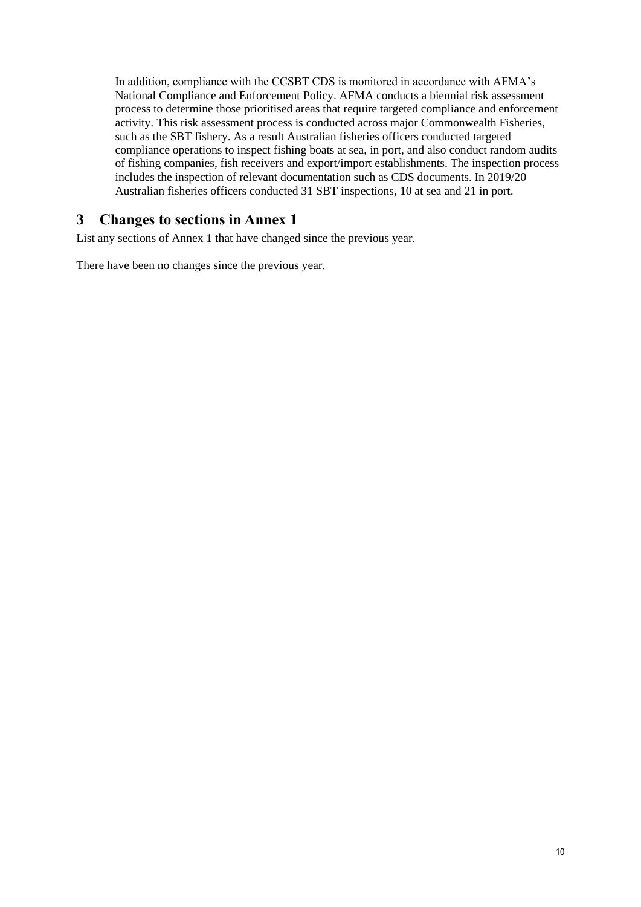In addition, compliance with the CCSBT CDS is monitored in accordance with AFMA's National Compliance and Enforcement Policy. AFMA conducts a biennial risk assessment process to determine those prioritised areas that require targeted compliance and enforcement activity. This risk assessment process is conducted across major Commonwealth Fisheries, such as the SBT fishery. As a result Australian fisheries officers conducted targeted compliance operations to inspect fishing boats at sea, in port, and also conduct random audits of fishing companies, fish receivers and export/import establishments. The inspection process includes the inspection of relevant documentation such as CDS documents. In 2019/20 Australian fisheries officers conducted 31 SBT inspections, 10 at sea and 21 in port.

# 3 Changes to sections in Annex 1

List any sections of Annex 1 that have changed since the previous year.

There have been no changes since the previous year.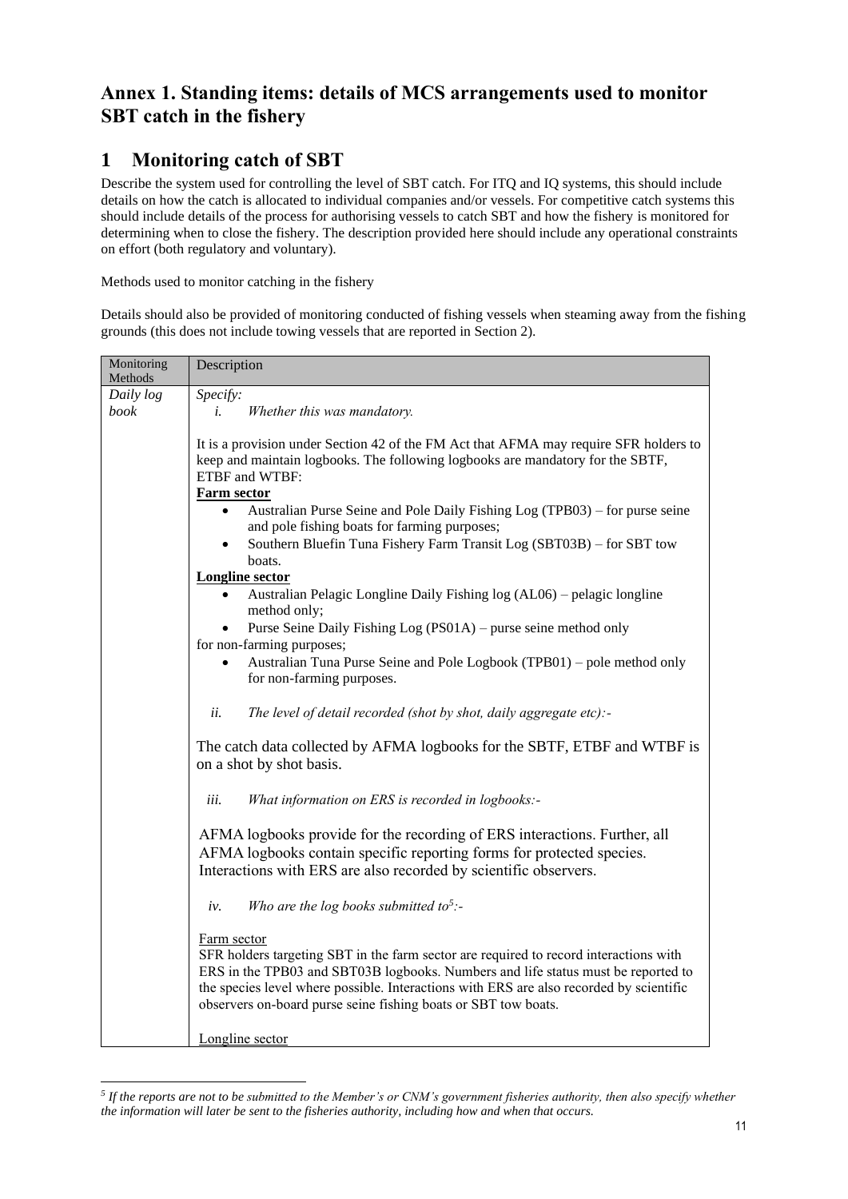# Annex 1. Standing items: details of MCS arrangements used to monitor SBT catch in the fishery

## 1 Monitoring catch of SBT

Describe the system used for controlling the level of SBT catch. For ITQ and IQ systems, this should include details on how the catch is allocated to individual companies and/or vessels. For competitive catch systems this should include details of the process for authorising vessels to catch SBT and how the fishery is monitored for determining when to close the fishery. The description provided here should include any operational constraints on effort (both regulatory and voluntary).

Methods used to monitor catching in the fishery

Details should also be provided of monitoring conducted of fishing vessels when steaming away from the fishing grounds (this does not include towing vessels that are reported in Section 2).

| Monitoring Methods | Description |
|---|---|
| *Daily log book* | *Specify:*<br>*i. Whether this was mandatory.*<br><br>It is a provision under Section 42 of the FM Act that AFMA may require SFR holders to keep and maintain logbooks. The following logbooks are mandatory for the SBTF, ETBF and WTBF:<br>**Farm sector**<br>• Australian Purse Seine and Pole Daily Fishing Log (TPB03) – for purse seine and pole fishing boats for farming purposes;<br>• Southern Bluefin Tuna Fishery Farm Transit Log (SBT03B) – for SBT tow boats.<br>**Longline sector**<br>• Australian Pelagic Longline Daily Fishing log (AL06) – pelagic longline method only;<br>• Purse Seine Daily Fishing Log (PS01A) – purse seine method only for non-farming purposes;<br>• Australian Tuna Purse Seine and Pole Logbook (TPB01) – pole method only for non-farming purposes.<br><br>*ii. The level of detail recorded (shot by shot, daily aggregate etc):-*<br><br>The catch data collected by AFMA logbooks for the SBTF, ETBF and WTBF is on a shot by shot basis.<br><br>*iii. What information on ERS is recorded in logbooks:-*<br><br>AFMA logbooks provide for the recording of ERS interactions. Further, all AFMA logbooks contain specific reporting forms for protected species. Interactions with ERS are also recorded by scientific observers.<br><br>*iv. Who are the log books submitted to[5]:-*<br><br>Farm sector<br>SFR holders targeting SBT in the farm sector are required to record interactions with ERS in the TPB03 and SBT03B logbooks. Numbers and life status must be reported to the species level where possible. Interactions with ERS are also recorded by scientific observers on-board purse seine fishing boats or SBT tow boats.<br><br>Longline sector |

[5] *If the reports are not to be submitted to the Member's or CNM's government fisheries authority, then also specify whether the information will later be sent to the fisheries authority, including how and when that occurs.*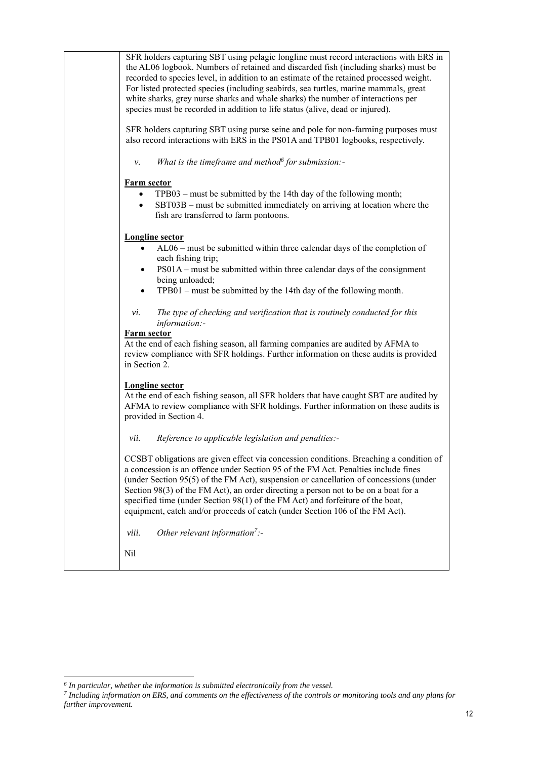SFR holders capturing SBT using pelagic longline must record interactions with ERS in the AL06 logbook. Numbers of retained and discarded fish (including sharks) must be recorded to species level, in addition to an estimate of the retained processed weight. For listed protected species (including seabirds, sea turtles, marine mammals, great white sharks, grey nurse sharks and whale sharks) the number of interactions per species must be recorded in addition to life status (alive, dead or injured).

SFR holders capturing SBT using purse seine and pole for non-farming purposes must also record interactions with ERS in the PS01A and TPB01 logbooks, respectively.

v. *What is the timeframe and method[6] for submission:-*

**Farm sector**

- TPB03 – must be submitted by the 14th day of the following month;
- SBT03B – must be submitted immediately on arriving at location where the fish are transferred to farm pontoons.

**Longline sector**

- AL06 – must be submitted within three calendar days of the completion of each fishing trip;
- PS01A – must be submitted within three calendar days of the consignment being unloaded;
- TPB01 – must be submitted by the 14th day of the following month.

vi. *The type of checking and verification that is routinely conducted for this information:-*

**Farm sector**

At the end of each fishing season, all farming companies are audited by AFMA to review compliance with SFR holdings. Further information on these audits is provided in Section 2.

**Longline sector**

At the end of each fishing season, all SFR holders that have caught SBT are audited by AFMA to review compliance with SFR holdings. Further information on these audits is provided in Section 4.

vii. *Reference to applicable legislation and penalties:-*

CCSBT obligations are given effect via concession conditions. Breaching a condition of a concession is an offence under Section 95 of the FM Act. Penalties include fines (under Section 95(5) of the FM Act), suspension or cancellation of concessions (under Section 98(3) of the FM Act), an order directing a person not to be on a boat for a specified time (under Section 98(1) of the FM Act) and forfeiture of the boat, equipment, catch and/or proceeds of catch (under Section 106 of the FM Act).

viii. *Other relevant information[7]:-*

Nil

---

[6] *In particular, whether the information is submitted electronically from the vessel.*

[7] *Including information on ERS, and comments on the effectiveness of the controls or monitoring tools and any plans for further improvement.*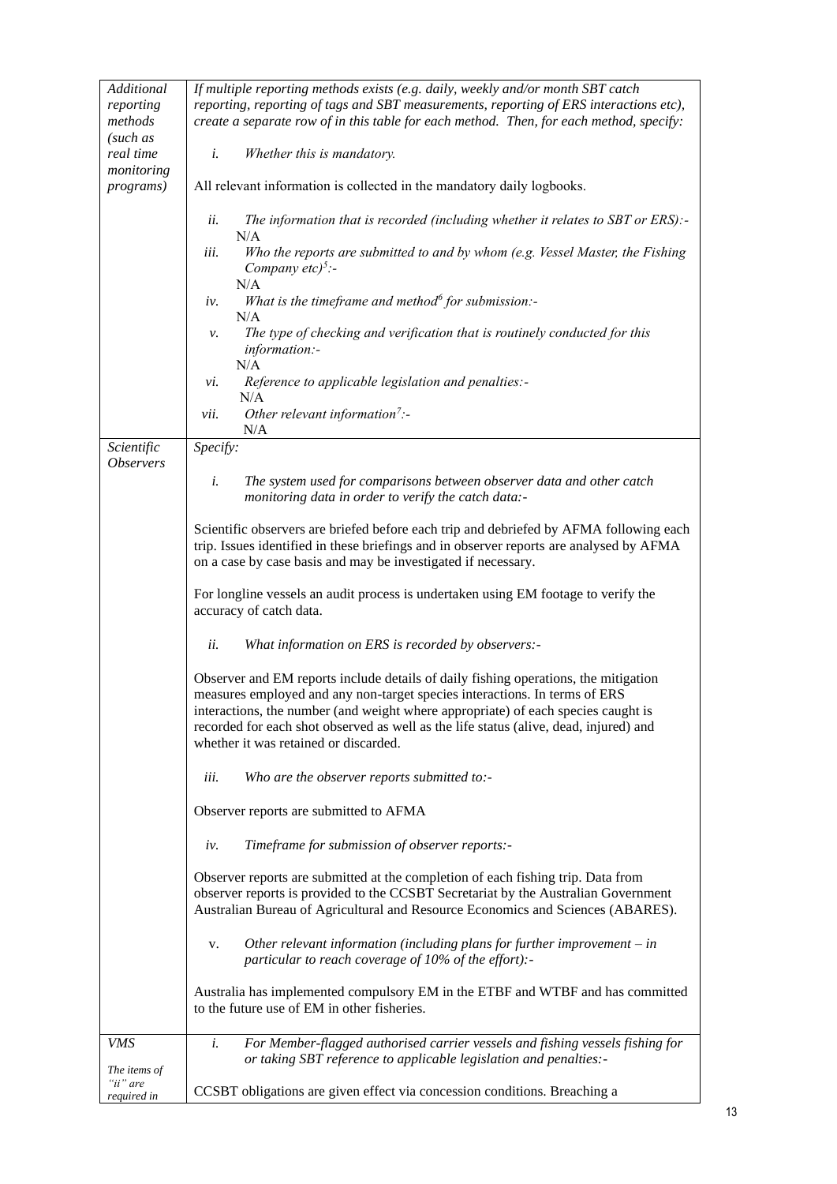| | |
|---|---|
| *Additional reporting methods (such as real time monitoring programs)* | *If multiple reporting methods exists (e.g. daily, weekly and/or month SBT catch reporting, reporting of tags and SBT measurements, reporting of ERS interactions etc), create a separate row of in this table for each method. Then, for each method, specify:*<br><br>*i. Whether this is mandatory.*<br><br>All relevant information is collected in the mandatory daily logbooks.<br><br>*ii. The information that is recorded (including whether it relates to SBT or ERS):-*<br>N/A<br>*iii. Who the reports are submitted to and by whom (e.g. Vessel Master, the Fishing Company etc)[5]:-*<br>N/A<br>*iv. What is the timeframe and method[6] for submission:-*<br>N/A<br>*v. The type of checking and verification that is routinely conducted for this information:-*<br>N/A<br>*vi. Reference to applicable legislation and penalties:-*<br>N/A<br>*vii. Other relevant information[7]:-*<br>N/A |
| *Scientific Observers* | *Specify:*<br><br>*i. The system used for comparisons between observer data and other catch monitoring data in order to verify the catch data:-*<br><br>Scientific observers are briefed before each trip and debriefed by AFMA following each trip. Issues identified in these briefings and in observer reports are analysed by AFMA on a case by case basis and may be investigated if necessary.<br><br>For longline vessels an audit process is undertaken using EM footage to verify the accuracy of catch data.<br><br>*ii. What information on ERS is recorded by observers:-*<br><br>Observer and EM reports include details of daily fishing operations, the mitigation measures employed and any non-target species interactions. In terms of ERS interactions, the number (and weight where appropriate) of each species caught is recorded for each shot observed as well as the life status (alive, dead, injured) and whether it was retained or discarded.<br><br>*iii. Who are the observer reports submitted to:-*<br><br>Observer reports are submitted to AFMA<br><br>*iv. Timeframe for submission of observer reports:-*<br><br>Observer reports are submitted at the completion of each fishing trip. Data from observer reports is provided to the CCSBT Secretariat by the Australian Government Australian Bureau of Agricultural and Resource Economics and Sciences (ABARES).<br><br>v. *Other relevant information (including plans for further improvement – in particular to reach coverage of 10% of the effort):-*<br><br>Australia has implemented compulsory EM in the ETBF and WTBF and has committed to the future use of EM in other fisheries. |
| *VMS*<br><br>*The items of "ii" are required in* | *i. For Member-flagged authorised carrier vessels and fishing vessels fishing for or taking SBT reference to applicable legislation and penalties:-*<br><br>CCSBT obligations are given effect via concession conditions. Breaching a |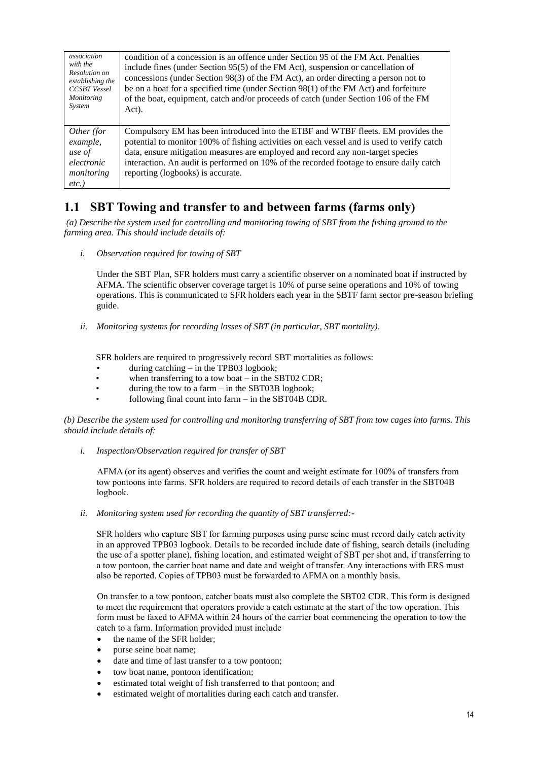| | |
|---|---|
| *association with the Resolution on establishing the CCSBT Vessel Monitoring System* | condition of a concession is an offence under Section 95 of the FM Act. Penalties include fines (under Section 95(5) of the FM Act), suspension or cancellation of concessions (under Section 98(3) of the FM Act), an order directing a person not to be on a boat for a specified time (under Section 98(1) of the FM Act) and forfeiture of the boat, equipment, catch and/or proceeds of catch (under Section 106 of the FM Act). |
| *Other (for example, use of electronic monitoring etc.)* | Compulsory EM has been introduced into the ETBF and WTBF fleets. EM provides the potential to monitor 100% of fishing activities on each vessel and is used to verify catch data, ensure mitigation measures are employed and record any non-target species interaction. An audit is performed on 10% of the recorded footage to ensure daily catch reporting (logbooks) is accurate. |

## 1.1 SBT Towing and transfer to and between farms (farms only)

*(a) Describe the system used for controlling and monitoring towing of SBT from the fishing ground to the farming area. This should include details of:*

*i. Observation required for towing of SBT*

Under the SBT Plan, SFR holders must carry a scientific observer on a nominated boat if instructed by AFMA. The scientific observer coverage target is 10% of purse seine operations and 10% of towing operations. This is communicated to SFR holders each year in the SBTF farm sector pre-season briefing guide.

*ii. Monitoring systems for recording losses of SBT (in particular, SBT mortality).*

SFR holders are required to progressively record SBT mortalities as follows:

- during catching – in the TPB03 logbook;
- when transferring to a tow boat – in the SBT02 CDR;
- during the tow to a farm – in the SBT03B logbook;
- following final count into farm – in the SBT04B CDR.

*(b) Describe the system used for controlling and monitoring transferring of SBT from tow cages into farms. This should include details of:*

*i. Inspection/Observation required for transfer of SBT*

AFMA (or its agent) observes and verifies the count and weight estimate for 100% of transfers from tow pontoons into farms. SFR holders are required to record details of each transfer in the SBT04B logbook.

*ii. Monitoring system used for recording the quantity of SBT transferred:-*

SFR holders who capture SBT for farming purposes using purse seine must record daily catch activity in an approved TPB03 logbook. Details to be recorded include date of fishing, search details (including the use of a spotter plane), fishing location, and estimated weight of SBT per shot and, if transferring to a tow pontoon, the carrier boat name and date and weight of transfer. Any interactions with ERS must also be reported. Copies of TPB03 must be forwarded to AFMA on a monthly basis.

On transfer to a tow pontoon, catcher boats must also complete the SBT02 CDR. This form is designed to meet the requirement that operators provide a catch estimate at the start of the tow operation. This form must be faxed to AFMA within 24 hours of the carrier boat commencing the operation to tow the catch to a farm. Information provided must include

- the name of the SFR holder;
- purse seine boat name;
- date and time of last transfer to a tow pontoon;
- tow boat name, pontoon identification;
- estimated total weight of fish transferred to that pontoon; and
- estimated weight of mortalities during each catch and transfer.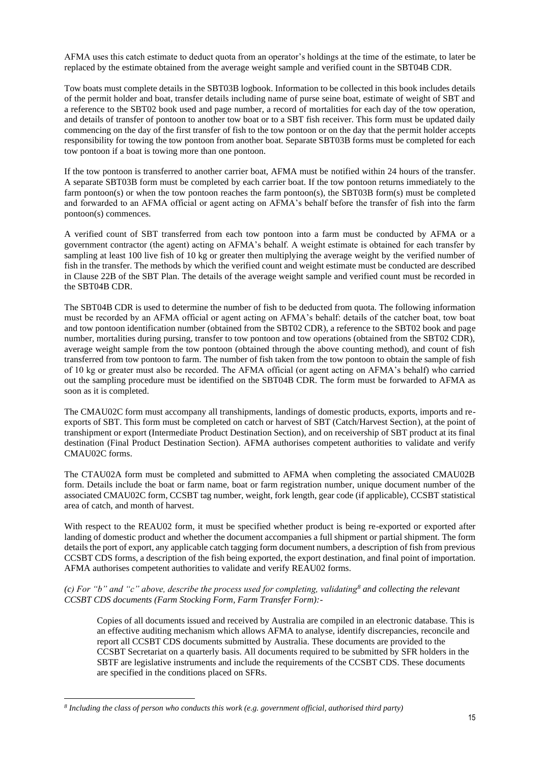AFMA uses this catch estimate to deduct quota from an operator's holdings at the time of the estimate, to later be replaced by the estimate obtained from the average weight sample and verified count in the SBT04B CDR.

Tow boats must complete details in the SBT03B logbook. Information to be collected in this book includes details of the permit holder and boat, transfer details including name of purse seine boat, estimate of weight of SBT and a reference to the SBT02 book used and page number, a record of mortalities for each day of the tow operation, and details of transfer of pontoon to another tow boat or to a SBT fish receiver. This form must be updated daily commencing on the day of the first transfer of fish to the tow pontoon or on the day that the permit holder accepts responsibility for towing the tow pontoon from another boat. Separate SBT03B forms must be completed for each tow pontoon if a boat is towing more than one pontoon.

If the tow pontoon is transferred to another carrier boat, AFMA must be notified within 24 hours of the transfer. A separate SBT03B form must be completed by each carrier boat. If the tow pontoon returns immediately to the farm pontoon(s) or when the tow pontoon reaches the farm pontoon(s), the SBT03B form(s) must be completed and forwarded to an AFMA official or agent acting on AFMA's behalf before the transfer of fish into the farm pontoon(s) commences.

A verified count of SBT transferred from each tow pontoon into a farm must be conducted by AFMA or a government contractor (the agent) acting on AFMA's behalf. A weight estimate is obtained for each transfer by sampling at least 100 live fish of 10 kg or greater then multiplying the average weight by the verified number of fish in the transfer. The methods by which the verified count and weight estimate must be conducted are described in Clause 22B of the SBT Plan. The details of the average weight sample and verified count must be recorded in the SBT04B CDR.

The SBT04B CDR is used to determine the number of fish to be deducted from quota. The following information must be recorded by an AFMA official or agent acting on AFMA's behalf: details of the catcher boat, tow boat and tow pontoon identification number (obtained from the SBT02 CDR), a reference to the SBT02 book and page number, mortalities during pursing, transfer to tow pontoon and tow operations (obtained from the SBT02 CDR), average weight sample from the tow pontoon (obtained through the above counting method), and count of fish transferred from tow pontoon to farm. The number of fish taken from the tow pontoon to obtain the sample of fish of 10 kg or greater must also be recorded. The AFMA official (or agent acting on AFMA's behalf) who carried out the sampling procedure must be identified on the SBT04B CDR. The form must be forwarded to AFMA as soon as it is completed.

The CMAU02C form must accompany all transhipments, landings of domestic products, exports, imports and re-exports of SBT. This form must be completed on catch or harvest of SBT (Catch/Harvest Section), at the point of transhipment or export (Intermediate Product Destination Section), and on receivership of SBT product at its final destination (Final Product Destination Section). AFMA authorises competent authorities to validate and verify CMAU02C forms.

The CTAU02A form must be completed and submitted to AFMA when completing the associated CMAU02B form. Details include the boat or farm name, boat or farm registration number, unique document number of the associated CMAU02C form, CCSBT tag number, weight, fork length, gear code (if applicable), CCSBT statistical area of catch, and month of harvest.

With respect to the REAU02 form, it must be specified whether product is being re-exported or exported after landing of domestic product and whether the document accompanies a full shipment or partial shipment. The form details the port of export, any applicable catch tagging form document numbers, a description of fish from previous CCSBT CDS forms, a description of the fish being exported, the export destination, and final point of importation. AFMA authorises competent authorities to validate and verify REAU02 forms.

*(c) For "b" and "c" above, describe the process used for completing, validating[8] and collecting the relevant CCSBT CDS documents (Farm Stocking Form, Farm Transfer Form):-*

> Copies of all documents issued and received by Australia are compiled in an electronic database. This is an effective auditing mechanism which allows AFMA to analyse, identify discrepancies, reconcile and report all CCSBT CDS documents submitted by Australia. These documents are provided to the CCSBT Secretariat on a quarterly basis. All documents required to be submitted by SFR holders in the SBTF are legislative instruments and include the requirements of the CCSBT CDS. These documents are specified in the conditions placed on SFRs.

---

*[8] Including the class of person who conducts this work (e.g. government official, authorised third party)*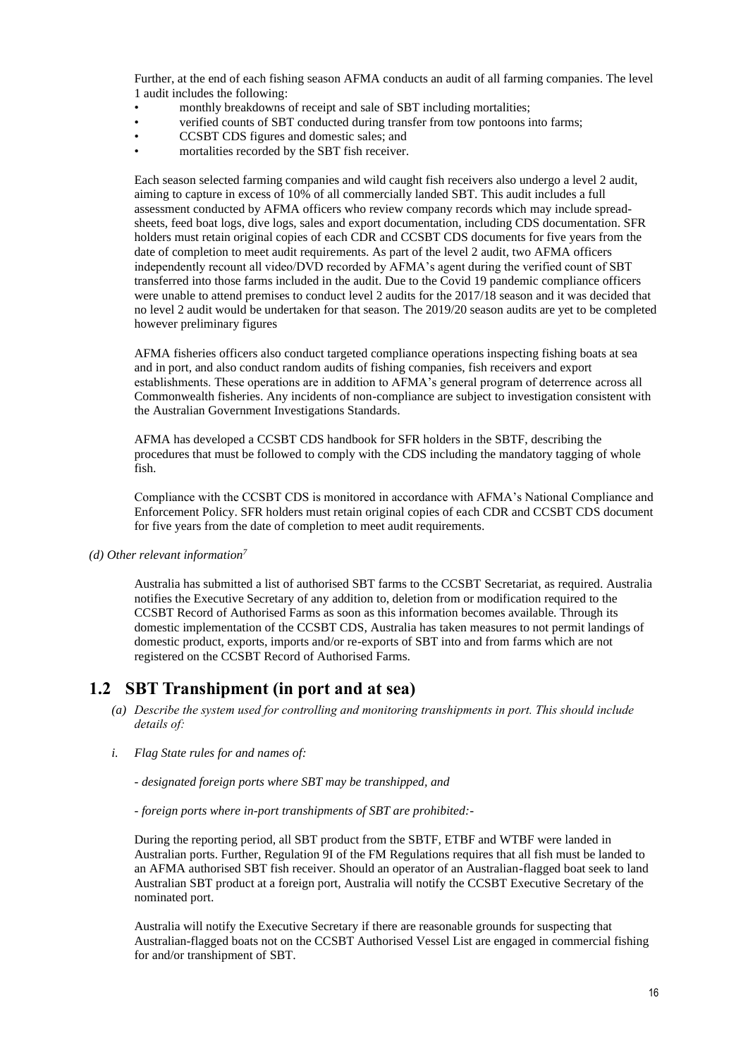Further, at the end of each fishing season AFMA conducts an audit of all farming companies. The level 1 audit includes the following:

- monthly breakdowns of receipt and sale of SBT including mortalities;
- verified counts of SBT conducted during transfer from tow pontoons into farms;
- CCSBT CDS figures and domestic sales; and
- mortalities recorded by the SBT fish receiver.

Each season selected farming companies and wild caught fish receivers also undergo a level 2 audit, aiming to capture in excess of 10% of all commercially landed SBT. This audit includes a full assessment conducted by AFMA officers who review company records which may include spread-sheets, feed boat logs, dive logs, sales and export documentation, including CDS documentation. SFR holders must retain original copies of each CDR and CCSBT CDS documents for five years from the date of completion to meet audit requirements. As part of the level 2 audit, two AFMA officers independently recount all video/DVD recorded by AFMA's agent during the verified count of SBT transferred into those farms included in the audit. Due to the Covid 19 pandemic compliance officers were unable to attend premises to conduct level 2 audits for the 2017/18 season and it was decided that no level 2 audit would be undertaken for that season. The 2019/20 season audits are yet to be completed however preliminary figures

AFMA fisheries officers also conduct targeted compliance operations inspecting fishing boats at sea and in port, and also conduct random audits of fishing companies, fish receivers and export establishments. These operations are in addition to AFMA's general program of deterrence across all Commonwealth fisheries. Any incidents of non-compliance are subject to investigation consistent with the Australian Government Investigations Standards.

AFMA has developed a CCSBT CDS handbook for SFR holders in the SBTF, describing the procedures that must be followed to comply with the CDS including the mandatory tagging of whole fish.

Compliance with the CCSBT CDS is monitored in accordance with AFMA's National Compliance and Enforcement Policy. SFR holders must retain original copies of each CDR and CCSBT CDS document for five years from the date of completion to meet audit requirements.

*(d) Other relevant information[7]*

Australia has submitted a list of authorised SBT farms to the CCSBT Secretariat, as required. Australia notifies the Executive Secretary of any addition to, deletion from or modification required to the CCSBT Record of Authorised Farms as soon as this information becomes available. Through its domestic implementation of the CCSBT CDS, Australia has taken measures to not permit landings of domestic product, exports, imports and/or re-exports of SBT into and from farms which are not registered on the CCSBT Record of Authorised Farms.

## 1.2 SBT Transhipment (in port and at sea)

*(a) Describe the system used for controlling and monitoring transhipments in port. This should include details of:*

*i. Flag State rules for and names of:*

*- designated foreign ports where SBT may be transhipped, and*

*- foreign ports where in-port transhipments of SBT are prohibited:-*

During the reporting period, all SBT product from the SBTF, ETBF and WTBF were landed in Australian ports. Further, Regulation 9I of the FM Regulations requires that all fish must be landed to an AFMA authorised SBT fish receiver. Should an operator of an Australian-flagged boat seek to land Australian SBT product at a foreign port, Australia will notify the CCSBT Executive Secretary of the nominated port.

Australia will notify the Executive Secretary if there are reasonable grounds for suspecting that Australian-flagged boats not on the CCSBT Authorised Vessel List are engaged in commercial fishing for and/or transhipment of SBT.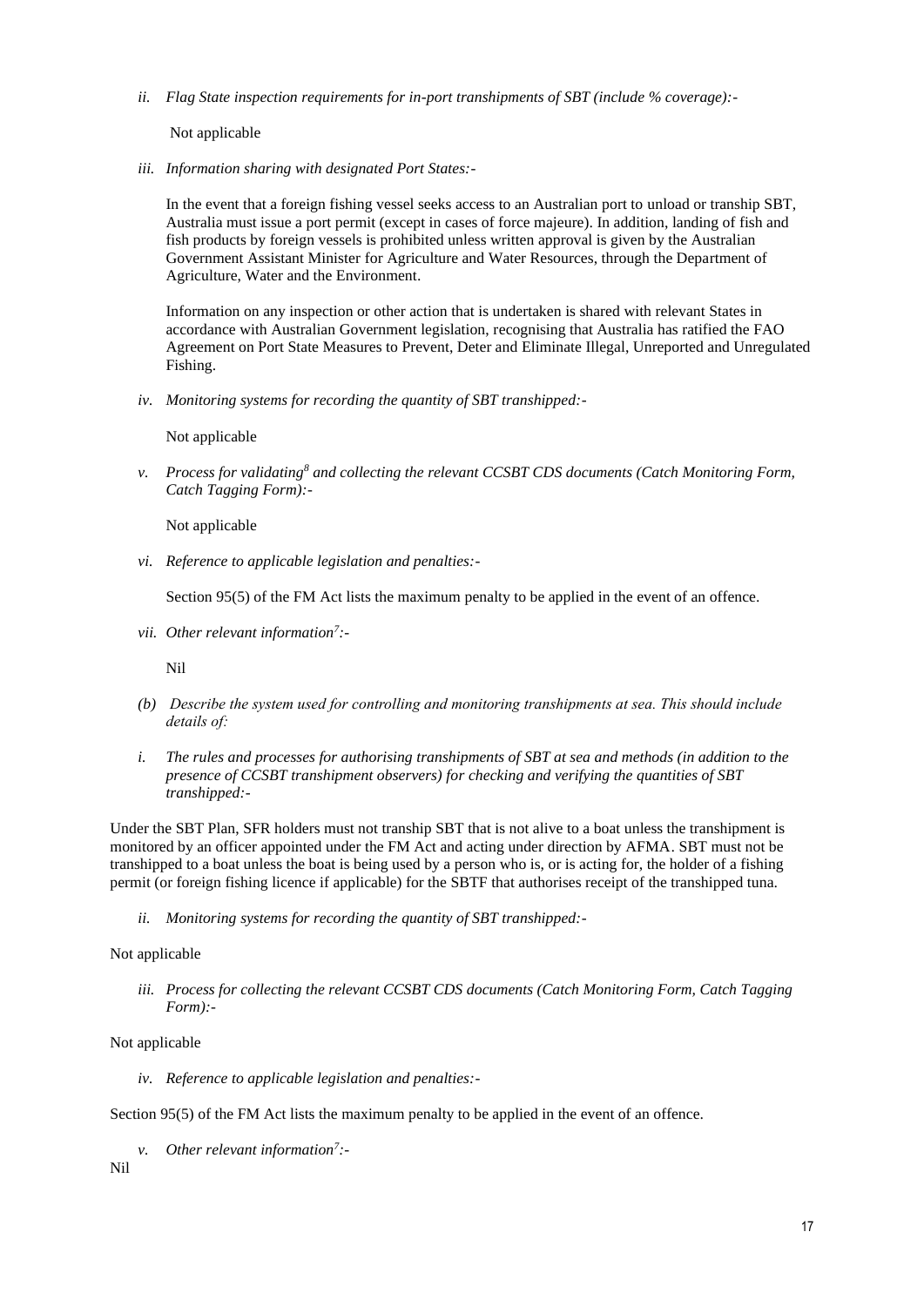*ii. Flag State inspection requirements for in-port transhipments of SBT (include % coverage):-*

Not applicable

*iii. Information sharing with designated Port States:-*

In the event that a foreign fishing vessel seeks access to an Australian port to unload or tranship SBT, Australia must issue a port permit (except in cases of force majeure). In addition, landing of fish and fish products by foreign vessels is prohibited unless written approval is given by the Australian Government Assistant Minister for Agriculture and Water Resources, through the Department of Agriculture, Water and the Environment.

Information on any inspection or other action that is undertaken is shared with relevant States in accordance with Australian Government legislation, recognising that Australia has ratified the FAO Agreement on Port State Measures to Prevent, Deter and Eliminate Illegal, Unreported and Unregulated Fishing.

*iv. Monitoring systems for recording the quantity of SBT transhipped:-*

Not applicable

*v. Process for validating[8] and collecting the relevant CCSBT CDS documents (Catch Monitoring Form, Catch Tagging Form):-*

Not applicable

*vi. Reference to applicable legislation and penalties:-*

Section 95(5) of the FM Act lists the maximum penalty to be applied in the event of an offence.

*vii. Other relevant information[7]:-*

Nil

*(b) Describe the system used for controlling and monitoring transhipments at sea. This should include details of:*

*i. The rules and processes for authorising transhipments of SBT at sea and methods (in addition to the presence of CCSBT transhipment observers) for checking and verifying the quantities of SBT transhipped:-*

Under the SBT Plan, SFR holders must not tranship SBT that is not alive to a boat unless the transhipment is monitored by an officer appointed under the FM Act and acting under direction by AFMA. SBT must not be transhipped to a boat unless the boat is being used by a person who is, or is acting for, the holder of a fishing permit (or foreign fishing licence if applicable) for the SBTF that authorises receipt of the transhipped tuna.

*ii. Monitoring systems for recording the quantity of SBT transhipped:-*

Not applicable

*iii. Process for collecting the relevant CCSBT CDS documents (Catch Monitoring Form, Catch Tagging Form):-*

Not applicable

*iv. Reference to applicable legislation and penalties:-*

Section 95(5) of the FM Act lists the maximum penalty to be applied in the event of an offence.

*v. Other relevant information[7]:-*

Nil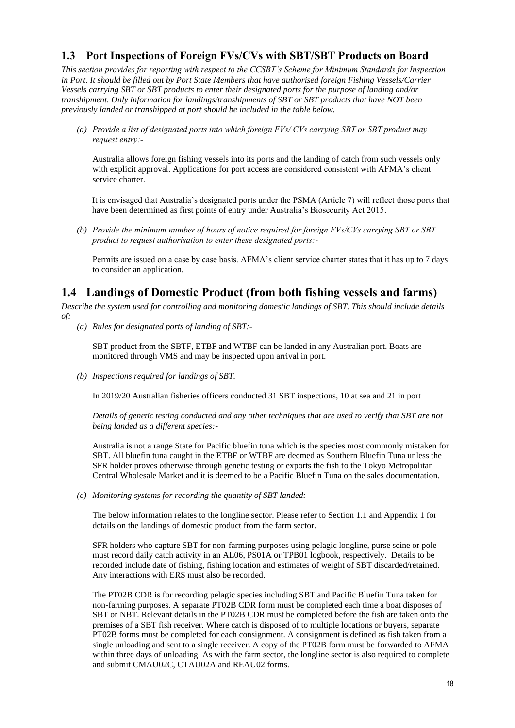## 1.3 Port Inspections of Foreign FVs/CVs with SBT/SBT Products on Board

*This section provides for reporting with respect to the CCSBT's Scheme for Minimum Standards for Inspection in Port. It should be filled out by Port State Members that have authorised foreign Fishing Vessels/Carrier Vessels carrying SBT or SBT products to enter their designated ports for the purpose of landing and/or transhipment. Only information for landings/transhipments of SBT or SBT products that have NOT been previously landed or transhipped at port should be included in the table below.*

*(a) Provide a list of designated ports into which foreign FVs/ CVs carrying SBT or SBT product may request entry:-*

Australia allows foreign fishing vessels into its ports and the landing of catch from such vessels only with explicit approval. Applications for port access are considered consistent with AFMA's client service charter.

It is envisaged that Australia's designated ports under the PSMA (Article 7) will reflect those ports that have been determined as first points of entry under Australia's Biosecurity Act 2015.

*(b) Provide the minimum number of hours of notice required for foreign FVs/CVs carrying SBT or SBT product to request authorisation to enter these designated ports:-*

Permits are issued on a case by case basis. AFMA's client service charter states that it has up to 7 days to consider an application.

## 1.4 Landings of Domestic Product (from both fishing vessels and farms)

*Describe the system used for controlling and monitoring domestic landings of SBT. This should include details of:*

*(a) Rules for designated ports of landing of SBT:-*

SBT product from the SBTF, ETBF and WTBF can be landed in any Australian port. Boats are monitored through VMS and may be inspected upon arrival in port.

*(b) Inspections required for landings of SBT.*

In 2019/20 Australian fisheries officers conducted 31 SBT inspections, 10 at sea and 21 in port

*Details of genetic testing conducted and any other techniques that are used to verify that SBT are not being landed as a different species:-*

Australia is not a range State for Pacific bluefin tuna which is the species most commonly mistaken for SBT. All bluefin tuna caught in the ETBF or WTBF are deemed as Southern Bluefin Tuna unless the SFR holder proves otherwise through genetic testing or exports the fish to the Tokyo Metropolitan Central Wholesale Market and it is deemed to be a Pacific Bluefin Tuna on the sales documentation.

*(c) Monitoring systems for recording the quantity of SBT landed:-*

The below information relates to the longline sector. Please refer to Section 1.1 and Appendix 1 for details on the landings of domestic product from the farm sector.

SFR holders who capture SBT for non-farming purposes using pelagic longline, purse seine or pole must record daily catch activity in an AL06, PS01A or TPB01 logbook, respectively. Details to be recorded include date of fishing, fishing location and estimates of weight of SBT discarded/retained. Any interactions with ERS must also be recorded.

The PT02B CDR is for recording pelagic species including SBT and Pacific Bluefin Tuna taken for non-farming purposes. A separate PT02B CDR form must be completed each time a boat disposes of SBT or NBT. Relevant details in the PT02B CDR must be completed before the fish are taken onto the premises of a SBT fish receiver. Where catch is disposed of to multiple locations or buyers, separate PT02B forms must be completed for each consignment. A consignment is defined as fish taken from a single unloading and sent to a single receiver. A copy of the PT02B form must be forwarded to AFMA within three days of unloading. As with the farm sector, the longline sector is also required to complete and submit CMAU02C, CTAU02A and REAU02 forms.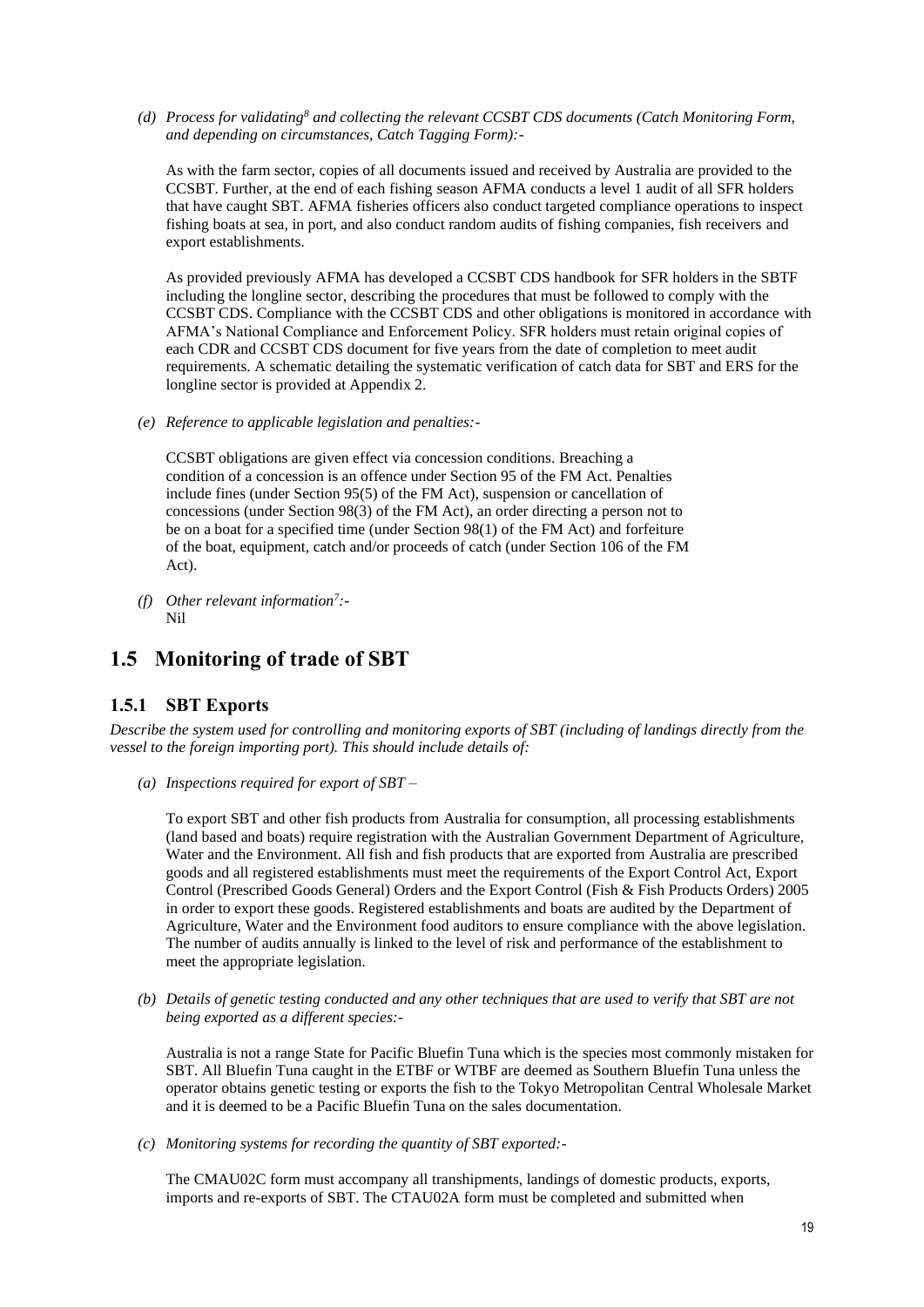*(d) Process for validating[8] and collecting the relevant CCSBT CDS documents (Catch Monitoring Form, and depending on circumstances, Catch Tagging Form):-*

As with the farm sector, copies of all documents issued and received by Australia are provided to the CCSBT. Further, at the end of each fishing season AFMA conducts a level 1 audit of all SFR holders that have caught SBT. AFMA fisheries officers also conduct targeted compliance operations to inspect fishing boats at sea, in port, and also conduct random audits of fishing companies, fish receivers and export establishments.

As provided previously AFMA has developed a CCSBT CDS handbook for SFR holders in the SBTF including the longline sector, describing the procedures that must be followed to comply with the CCSBT CDS. Compliance with the CCSBT CDS and other obligations is monitored in accordance with AFMA's National Compliance and Enforcement Policy. SFR holders must retain original copies of each CDR and CCSBT CDS document for five years from the date of completion to meet audit requirements. A schematic detailing the systematic verification of catch data for SBT and ERS for the longline sector is provided at Appendix 2.

*(e) Reference to applicable legislation and penalties:-*

CCSBT obligations are given effect via concession conditions. Breaching a condition of a concession is an offence under Section 95 of the FM Act. Penalties include fines (under Section 95(5) of the FM Act), suspension or cancellation of concessions (under Section 98(3) of the FM Act), an order directing a person not to be on a boat for a specified time (under Section 98(1) of the FM Act) and forfeiture of the boat, equipment, catch and/or proceeds of catch (under Section 106 of the FM Act).

*(f) Other relevant information[7]:-*
Nil

## 1.5 Monitoring of trade of SBT

### 1.5.1 SBT Exports

*Describe the system used for controlling and monitoring exports of SBT (including of landings directly from the vessel to the foreign importing port). This should include details of:*

*(a) Inspections required for export of SBT –*

To export SBT and other fish products from Australia for consumption, all processing establishments (land based and boats) require registration with the Australian Government Department of Agriculture, Water and the Environment. All fish and fish products that are exported from Australia are prescribed goods and all registered establishments must meet the requirements of the Export Control Act, Export Control (Prescribed Goods General) Orders and the Export Control (Fish & Fish Products Orders) 2005 in order to export these goods. Registered establishments and boats are audited by the Department of Agriculture, Water and the Environment food auditors to ensure compliance with the above legislation. The number of audits annually is linked to the level of risk and performance of the establishment to meet the appropriate legislation.

*(b) Details of genetic testing conducted and any other techniques that are used to verify that SBT are not being exported as a different species:-*

Australia is not a range State for Pacific Bluefin Tuna which is the species most commonly mistaken for SBT. All Bluefin Tuna caught in the ETBF or WTBF are deemed as Southern Bluefin Tuna unless the operator obtains genetic testing or exports the fish to the Tokyo Metropolitan Central Wholesale Market and it is deemed to be a Pacific Bluefin Tuna on the sales documentation.

*(c) Monitoring systems for recording the quantity of SBT exported:-*

The CMAU02C form must accompany all transhipments, landings of domestic products, exports, imports and re-exports of SBT. The CTAU02A form must be completed and submitted when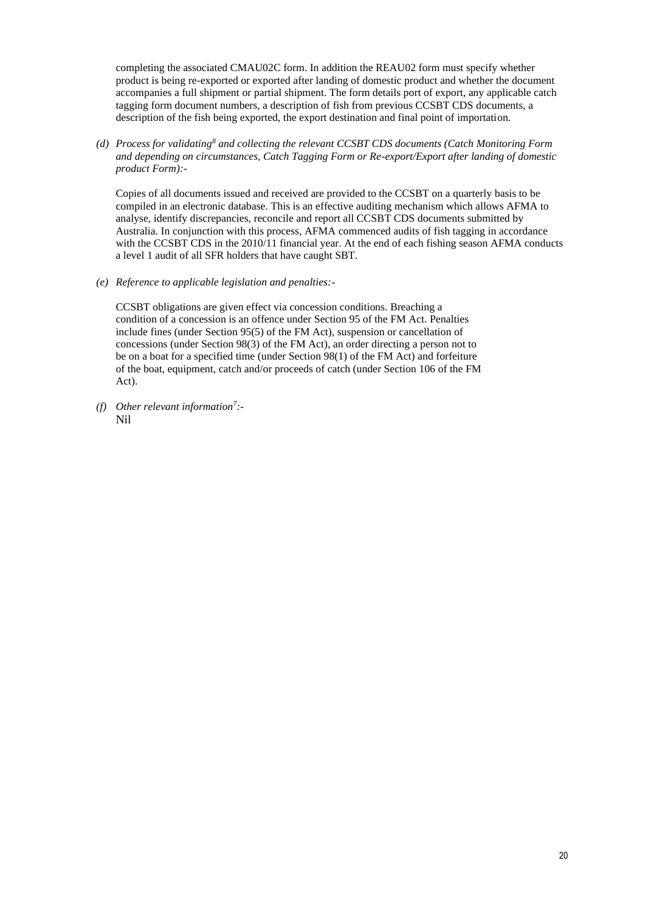completing the associated CMAU02C form. In addition the REAU02 form must specify whether product is being re-exported or exported after landing of domestic product and whether the document accompanies a full shipment or partial shipment. The form details port of export, any applicable catch tagging form document numbers, a description of fish from previous CCSBT CDS documents, a description of the fish being exported, the export destination and final point of importation.

*(d) Process for validating[8] and collecting the relevant CCSBT CDS documents (Catch Monitoring Form and depending on circumstances, Catch Tagging Form or Re-export/Export after landing of domestic product Form):-*

Copies of all documents issued and received are provided to the CCSBT on a quarterly basis to be compiled in an electronic database. This is an effective auditing mechanism which allows AFMA to analyse, identify discrepancies, reconcile and report all CCSBT CDS documents submitted by Australia. In conjunction with this process, AFMA commenced audits of fish tagging in accordance with the CCSBT CDS in the 2010/11 financial year. At the end of each fishing season AFMA conducts a level 1 audit of all SFR holders that have caught SBT.

*(e) Reference to applicable legislation and penalties:-*

CCSBT obligations are given effect via concession conditions. Breaching a condition of a concession is an offence under Section 95 of the FM Act. Penalties include fines (under Section 95(5) of the FM Act), suspension or cancellation of concessions (under Section 98(3) of the FM Act), an order directing a person not to be on a boat for a specified time (under Section 98(1) of the FM Act) and forfeiture of the boat, equipment, catch and/or proceeds of catch (under Section 106 of the FM Act).

*(f) Other relevant information[7]:-*

Nil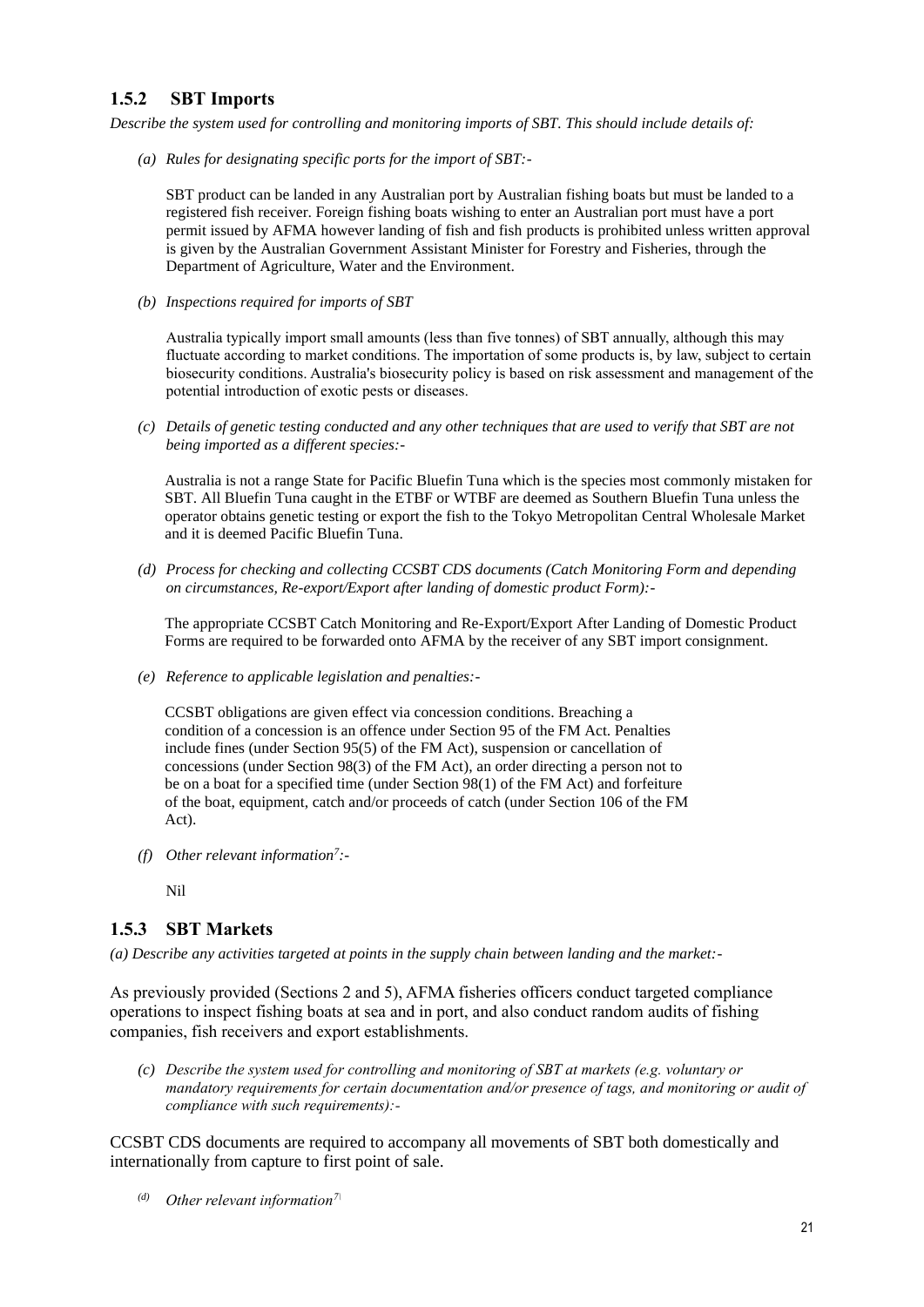### 1.5.2 SBT Imports

*Describe the system used for controlling and monitoring imports of SBT. This should include details of:*

*(a) Rules for designating specific ports for the import of SBT:-*

SBT product can be landed in any Australian port by Australian fishing boats but must be landed to a registered fish receiver. Foreign fishing boats wishing to enter an Australian port must have a port permit issued by AFMA however landing of fish and fish products is prohibited unless written approval is given by the Australian Government Assistant Minister for Forestry and Fisheries, through the Department of Agriculture, Water and the Environment.

*(b) Inspections required for imports of SBT*

Australia typically import small amounts (less than five tonnes) of SBT annually, although this may fluctuate according to market conditions. The importation of some products is, by law, subject to certain biosecurity conditions. Australia's biosecurity policy is based on risk assessment and management of the potential introduction of exotic pests or diseases.

*(c) Details of genetic testing conducted and any other techniques that are used to verify that SBT are not being imported as a different species:-*

Australia is not a range State for Pacific Bluefin Tuna which is the species most commonly mistaken for SBT. All Bluefin Tuna caught in the ETBF or WTBF are deemed as Southern Bluefin Tuna unless the operator obtains genetic testing or export the fish to the Tokyo Metropolitan Central Wholesale Market and it is deemed Pacific Bluefin Tuna.

*(d) Process for checking and collecting CCSBT CDS documents (Catch Monitoring Form and depending on circumstances, Re-export/Export after landing of domestic product Form):-*

The appropriate CCSBT Catch Monitoring and Re-Export/Export After Landing of Domestic Product Forms are required to be forwarded onto AFMA by the receiver of any SBT import consignment.

*(e) Reference to applicable legislation and penalties:-*

CCSBT obligations are given effect via concession conditions. Breaching a condition of a concession is an offence under Section 95 of the FM Act. Penalties include fines (under Section 95(5) of the FM Act), suspension or cancellation of concessions (under Section 98(3) of the FM Act), an order directing a person not to be on a boat for a specified time (under Section 98(1) of the FM Act) and forfeiture of the boat, equipment, catch and/or proceeds of catch (under Section 106 of the FM Act).

*(f) Other relevant information[7]:-*

Nil

### 1.5.3 SBT Markets

*(a) Describe any activities targeted at points in the supply chain between landing and the market:-*

As previously provided (Sections 2 and 5), AFMA fisheries officers conduct targeted compliance operations to inspect fishing boats at sea and in port, and also conduct random audits of fishing companies, fish receivers and export establishments.

*(c) Describe the system used for controlling and monitoring of SBT at markets (e.g. voluntary or mandatory requirements for certain documentation and/or presence of tags, and monitoring or audit of compliance with such requirements):-*

CCSBT CDS documents are required to accompany all movements of SBT both domestically and internationally from capture to first point of sale.

*(d) Other relevant information[7]*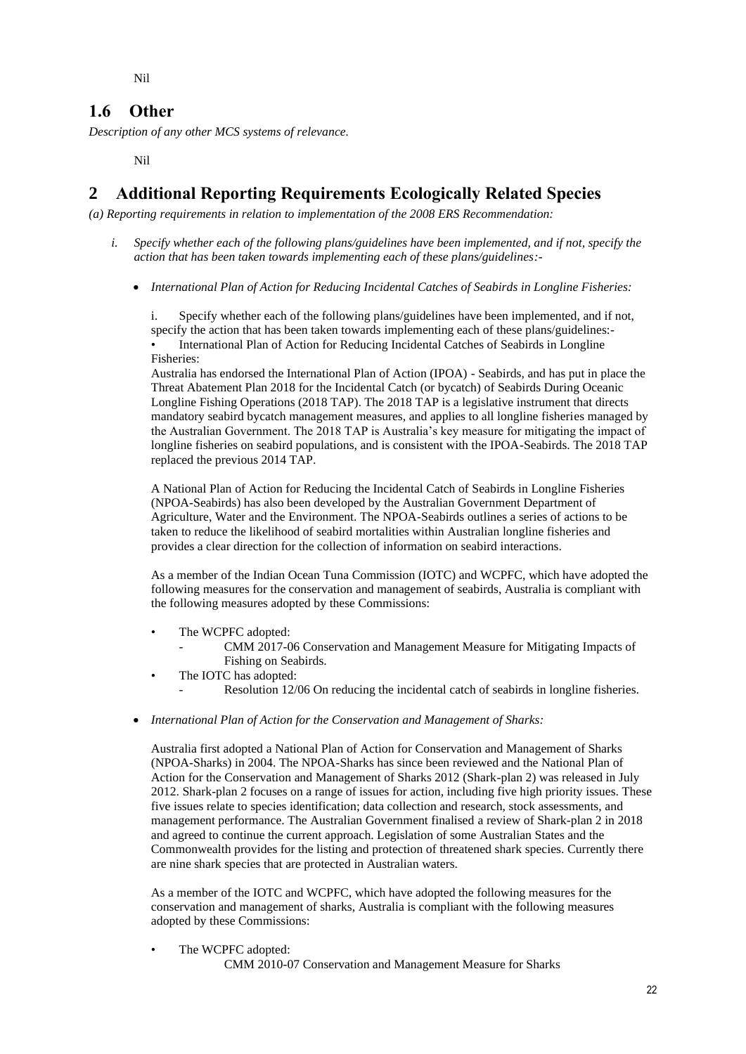Nil

## 1.6 Other

*Description of any other MCS systems of relevance.*

Nil

# 2 Additional Reporting Requirements Ecologically Related Species

*(a) Reporting requirements in relation to implementation of the 2008 ERS Recommendation:*

i. *Specify whether each of the following plans/guidelines have been implemented, and if not, specify the action that has been taken towards implementing each of these plans/guidelines:-*

- *International Plan of Action for Reducing Incidental Catches of Seabirds in Longline Fisheries:*

  i. Specify whether each of the following plans/guidelines have been implemented, and if not, specify the action that has been taken towards implementing each of these plans/guidelines:-
  • International Plan of Action for Reducing Incidental Catches of Seabirds in Longline Fisheries:
  Australia has endorsed the International Plan of Action (IPOA) - Seabirds, and has put in place the Threat Abatement Plan 2018 for the Incidental Catch (or bycatch) of Seabirds During Oceanic Longline Fishing Operations (2018 TAP). The 2018 TAP is a legislative instrument that directs mandatory seabird bycatch management measures, and applies to all longline fisheries managed by the Australian Government. The 2018 TAP is Australia's key measure for mitigating the impact of longline fisheries on seabird populations, and is consistent with the IPOA-Seabirds. The 2018 TAP replaced the previous 2014 TAP.

  A National Plan of Action for Reducing the Incidental Catch of Seabirds in Longline Fisheries (NPOA-Seabirds) has also been developed by the Australian Government Department of Agriculture, Water and the Environment. The NPOA-Seabirds outlines a series of actions to be taken to reduce the likelihood of seabird mortalities within Australian longline fisheries and provides a clear direction for the collection of information on seabird interactions.

  As a member of the Indian Ocean Tuna Commission (IOTC) and WCPFC, which have adopted the following measures for the conservation and management of seabirds, Australia is compliant with the following measures adopted by these Commissions:

  - The WCPFC adopted:
    - CMM 2017-06 Conservation and Management Measure for Mitigating Impacts of Fishing on Seabirds.
  - The IOTC has adopted:
    - Resolution 12/06 On reducing the incidental catch of seabirds in longline fisheries.

- *International Plan of Action for the Conservation and Management of Sharks:*

  Australia first adopted a National Plan of Action for Conservation and Management of Sharks (NPOA-Sharks) in 2004. The NPOA-Sharks has since been reviewed and the National Plan of Action for the Conservation and Management of Sharks 2012 (Shark-plan 2) was released in July 2012. Shark-plan 2 focuses on a range of issues for action, including five high priority issues. These five issues relate to species identification; data collection and research, stock assessments, and management performance. The Australian Government finalised a review of Shark-plan 2 in 2018 and agreed to continue the current approach. Legislation of some Australian States and the Commonwealth provides for the listing and protection of threatened shark species. Currently there are nine shark species that are protected in Australian waters.

  As a member of the IOTC and WCPFC, which have adopted the following measures for the conservation and management of sharks, Australia is compliant with the following measures adopted by these Commissions:

  - The WCPFC adopted:
    CMM 2010-07 Conservation and Management Measure for Sharks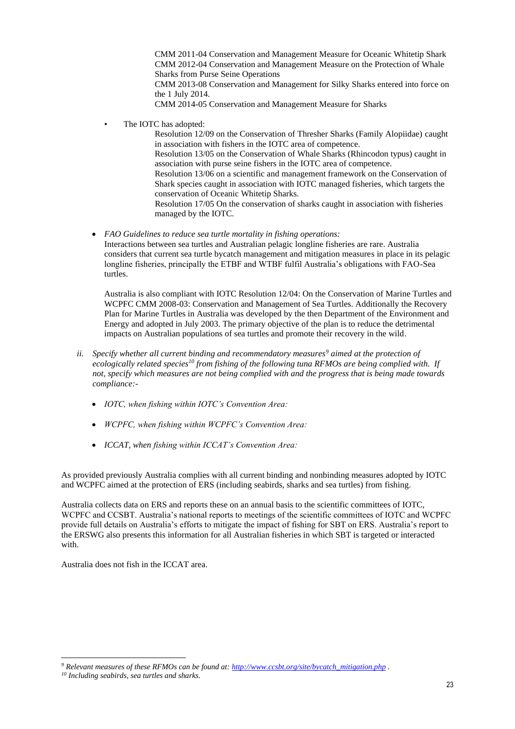CMM 2011-04 Conservation and Management Measure for Oceanic Whitetip Shark
CMM 2012-04 Conservation and Management Measure on the Protection of Whale Sharks from Purse Seine Operations
CMM 2013-08 Conservation and Management for Silky Sharks entered into force on the 1 July 2014.
CMM 2014-05 Conservation and Management Measure for Sharks

- The IOTC has adopted:

  Resolution 12/09 on the Conservation of Thresher Sharks (Family Alopiidae) caught in association with fishers in the IOTC area of competence.
  Resolution 13/05 on the Conservation of Whale Sharks (Rhincodon typus) caught in association with purse seine fishers in the IOTC area of competence.
  Resolution 13/06 on a scientific and management framework on the Conservation of Shark species caught in association with IOTC managed fisheries, which targets the conservation of Oceanic Whitetip Sharks.
  Resolution 17/05 On the conservation of sharks caught in association with fisheries managed by the IOTC.

- *FAO Guidelines to reduce sea turtle mortality in fishing operations:*
  Interactions between sea turtles and Australian pelagic longline fisheries are rare. Australia considers that current sea turtle bycatch management and mitigation measures in place in its pelagic longline fisheries, principally the ETBF and WTBF fulfil Australia's obligations with FAO-Sea turtles.

  Australia is also compliant with IOTC Resolution 12/04: On the Conservation of Marine Turtles and WCPFC CMM 2008-03: Conservation and Management of Sea Turtles. Additionally the Recovery Plan for Marine Turtles in Australia was developed by the then Department of the Environment and Energy and adopted in July 2003. The primary objective of the plan is to reduce the detrimental impacts on Australian populations of sea turtles and promote their recovery in the wild.

ii. *Specify whether all current binding and recommendatory measures[9] aimed at the protection of ecologically related species[10] from fishing of the following tuna RFMOs are being complied with. If not, specify which measures are not being complied with and the progress that is being made towards compliance:-*

   - *IOTC, when fishing within IOTC's Convention Area:*
   - *WCPFC, when fishing within WCPFC's Convention Area:*
   - *ICCAT, when fishing within ICCAT's Convention Area:*

As provided previously Australia complies with all current binding and nonbinding measures adopted by IOTC and WCPFC aimed at the protection of ERS (including seabirds, sharks and sea turtles) from fishing.

Australia collects data on ERS and reports these on an annual basis to the scientific committees of IOTC, WCPFC and CCSBT. Australia's national reports to meetings of the scientific committees of IOTC and WCPFC provide full details on Australia's efforts to mitigate the impact of fishing for SBT on ERS. Australia's report to the ERSWG also presents this information for all Australian fisheries in which SBT is targeted or interacted with.

Australia does not fish in the ICCAT area.

---

*[9] Relevant measures of these RFMOs can be found at: http://www.ccsbt.org/site/bycatch_mitigation.php .*
*[10] Including seabirds, sea turtles and sharks.*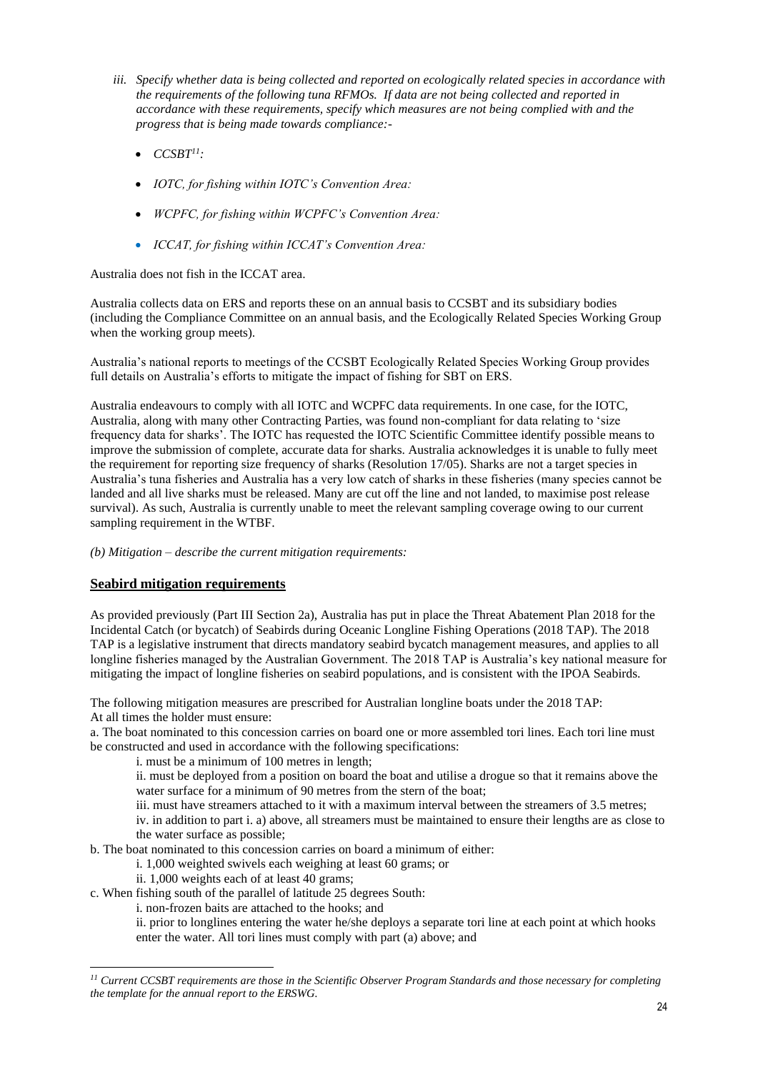*iii. Specify whether data is being collected and reported on ecologically related species in accordance with the requirements of the following tuna RFMOs. If data are not being collected and reported in accordance with these requirements, specify which measures are not being complied with and the progress that is being made towards compliance:-*

- *CCSBT[11]:*
- *IOTC, for fishing within IOTC's Convention Area:*
- *WCPFC, for fishing within WCPFC's Convention Area:*
- *ICCAT, for fishing within ICCAT's Convention Area:*

Australia does not fish in the ICCAT area.

Australia collects data on ERS and reports these on an annual basis to CCSBT and its subsidiary bodies (including the Compliance Committee on an annual basis, and the Ecologically Related Species Working Group when the working group meets).

Australia's national reports to meetings of the CCSBT Ecologically Related Species Working Group provides full details on Australia's efforts to mitigate the impact of fishing for SBT on ERS.

Australia endeavours to comply with all IOTC and WCPFC data requirements. In one case, for the IOTC, Australia, along with many other Contracting Parties, was found non-compliant for data relating to 'size frequency data for sharks'. The IOTC has requested the IOTC Scientific Committee identify possible means to improve the submission of complete, accurate data for sharks. Australia acknowledges it is unable to fully meet the requirement for reporting size frequency of sharks (Resolution 17/05). Sharks are not a target species in Australia's tuna fisheries and Australia has a very low catch of sharks in these fisheries (many species cannot be landed and all live sharks must be released. Many are cut off the line and not landed, to maximise post release survival). As such, Australia is currently unable to meet the relevant sampling coverage owing to our current sampling requirement in the WTBF.

*(b) Mitigation – describe the current mitigation requirements:*

## Seabird mitigation requirements

As provided previously (Part III Section 2a), Australia has put in place the Threat Abatement Plan 2018 for the Incidental Catch (or bycatch) of Seabirds during Oceanic Longline Fishing Operations (2018 TAP). The 2018 TAP is a legislative instrument that directs mandatory seabird bycatch management measures, and applies to all longline fisheries managed by the Australian Government. The 2018 TAP is Australia's key national measure for mitigating the impact of longline fisheries on seabird populations, and is consistent with the IPOA Seabirds.

The following mitigation measures are prescribed for Australian longline boats under the 2018 TAP:
At all times the holder must ensure:

a. The boat nominated to this concession carries on board one or more assembled tori lines. Each tori line must be constructed and used in accordance with the following specifications:

   i. must be a minimum of 100 metres in length;

   ii. must be deployed from a position on board the boat and utilise a drogue so that it remains above the water surface for a minimum of 90 metres from the stern of the boat;

   iii. must have streamers attached to it with a maximum interval between the streamers of 3.5 metres;

   iv. in addition to part i. a) above, all streamers must be maintained to ensure their lengths are as close to the water surface as possible;

b. The boat nominated to this concession carries on board a minimum of either:

   i. 1,000 weighted swivels each weighing at least 60 grams; or

   ii. 1,000 weights each of at least 40 grams;

c. When fishing south of the parallel of latitude 25 degrees South:

   i. non-frozen baits are attached to the hooks; and

   ii. prior to longlines entering the water he/she deploys a separate tori line at each point at which hooks enter the water. All tori lines must comply with part (a) above; and

---

[11] *Current CCSBT requirements are those in the Scientific Observer Program Standards and those necessary for completing the template for the annual report to the ERSWG.*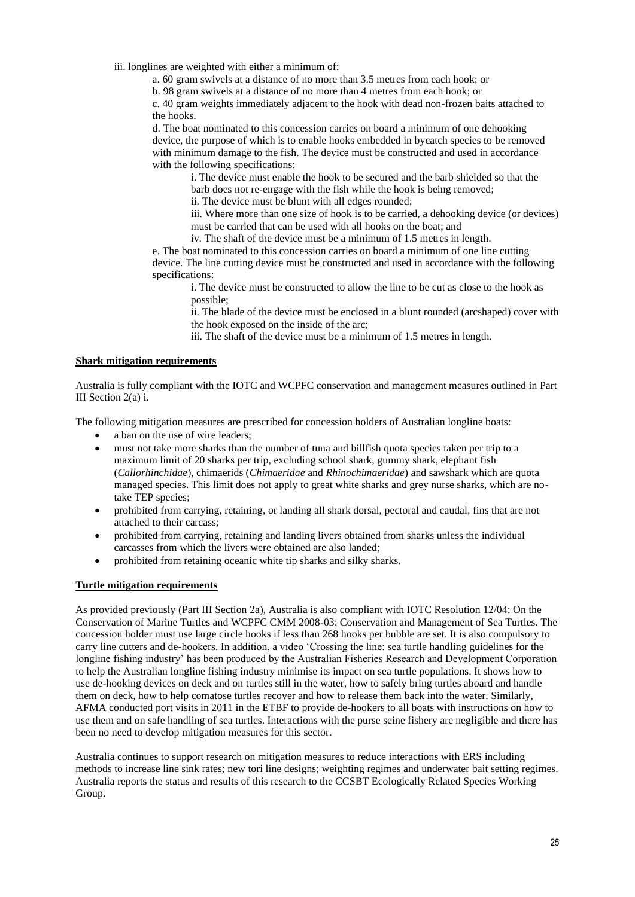iii. longlines are weighted with either a minimum of:

a. 60 gram swivels at a distance of no more than 3.5 metres from each hook; or

b. 98 gram swivels at a distance of no more than 4 metres from each hook; or

c. 40 gram weights immediately adjacent to the hook with dead non-frozen baits attached to the hooks.

d. The boat nominated to this concession carries on board a minimum of one dehooking device, the purpose of which is to enable hooks embedded in bycatch species to be removed with minimum damage to the fish. The device must be constructed and used in accordance with the following specifications:

i. The device must enable the hook to be secured and the barb shielded so that the barb does not re-engage with the fish while the hook is being removed;

ii. The device must be blunt with all edges rounded;

iii. Where more than one size of hook is to be carried, a dehooking device (or devices) must be carried that can be used with all hooks on the boat; and

iv. The shaft of the device must be a minimum of 1.5 metres in length.

e. The boat nominated to this concession carries on board a minimum of one line cutting device. The line cutting device must be constructed and used in accordance with the following specifications:

i. The device must be constructed to allow the line to be cut as close to the hook as possible;

ii. The blade of the device must be enclosed in a blunt rounded (arcshaped) cover with the hook exposed on the inside of the arc;

iii. The shaft of the device must be a minimum of 1.5 metres in length.

**Shark mitigation requirements**

Australia is fully compliant with the IOTC and WCPFC conservation and management measures outlined in Part III Section 2(a) i.

The following mitigation measures are prescribed for concession holders of Australian longline boats:

- a ban on the use of wire leaders;
- must not take more sharks than the number of tuna and billfish quota species taken per trip to a maximum limit of 20 sharks per trip, excluding school shark, gummy shark, elephant fish (*Callorhinchidae*), chimaerids (*Chimaeridae* and *Rhinochimaeridae*) and sawshark which are quota managed species. This limit does not apply to great white sharks and grey nurse sharks, which are no-take TEP species;
- prohibited from carrying, retaining, or landing all shark dorsal, pectoral and caudal, fins that are not attached to their carcass;
- prohibited from carrying, retaining and landing livers obtained from sharks unless the individual carcasses from which the livers were obtained are also landed;
- prohibited from retaining oceanic white tip sharks and silky sharks.

**Turtle mitigation requirements**

As provided previously (Part III Section 2a), Australia is also compliant with IOTC Resolution 12/04: On the Conservation of Marine Turtles and WCPFC CMM 2008-03: Conservation and Management of Sea Turtles. The concession holder must use large circle hooks if less than 268 hooks per bubble are set. It is also compulsory to carry line cutters and de-hookers. In addition, a video 'Crossing the line: sea turtle handling guidelines for the longline fishing industry' has been produced by the Australian Fisheries Research and Development Corporation to help the Australian longline fishing industry minimise its impact on sea turtle populations. It shows how to use de-hooking devices on deck and on turtles still in the water, how to safely bring turtles aboard and handle them on deck, how to help comatose turtles recover and how to release them back into the water. Similarly, AFMA conducted port visits in 2011 in the ETBF to provide de-hookers to all boats with instructions on how to use them and on safe handling of sea turtles. Interactions with the purse seine fishery are negligible and there has been no need to develop mitigation measures for this sector.

Australia continues to support research on mitigation measures to reduce interactions with ERS including methods to increase line sink rates; new tori line designs; weighting regimes and underwater bait setting regimes. Australia reports the status and results of this research to the CCSBT Ecologically Related Species Working Group.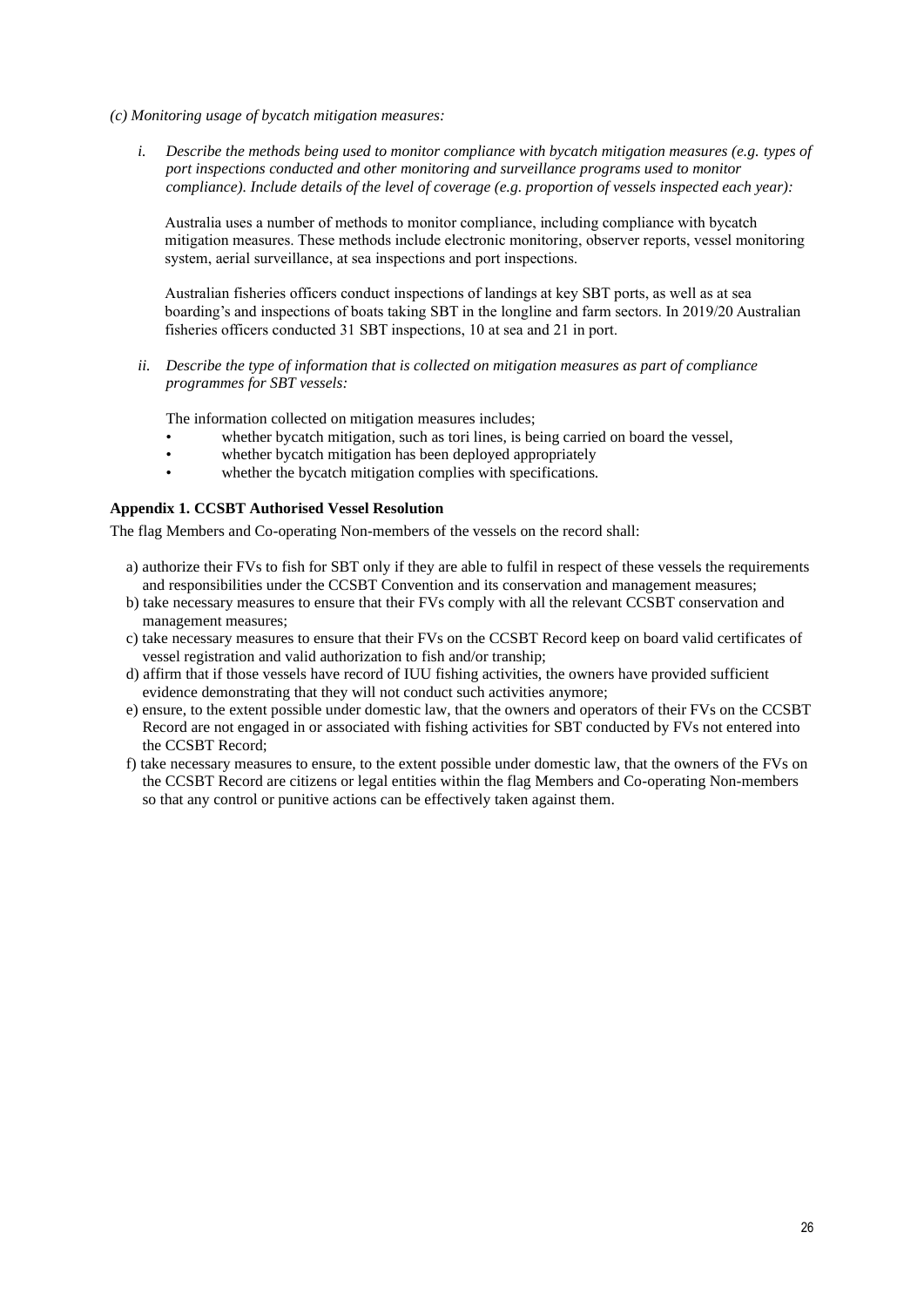*(c) Monitoring usage of bycatch mitigation measures:*

*i. Describe the methods being used to monitor compliance with bycatch mitigation measures (e.g. types of port inspections conducted and other monitoring and surveillance programs used to monitor compliance). Include details of the level of coverage (e.g. proportion of vessels inspected each year):*

Australia uses a number of methods to monitor compliance, including compliance with bycatch mitigation measures. These methods include electronic monitoring, observer reports, vessel monitoring system, aerial surveillance, at sea inspections and port inspections.

Australian fisheries officers conduct inspections of landings at key SBT ports, as well as at sea boarding's and inspections of boats taking SBT in the longline and farm sectors. In 2019/20 Australian fisheries officers conducted 31 SBT inspections, 10 at sea and 21 in port.

*ii. Describe the type of information that is collected on mitigation measures as part of compliance programmes for SBT vessels:*

The information collected on mitigation measures includes;

- whether bycatch mitigation, such as tori lines, is being carried on board the vessel,
- whether bycatch mitigation has been deployed appropriately
- whether the bycatch mitigation complies with specifications.

**Appendix 1. CCSBT Authorised Vessel Resolution**

The flag Members and Co-operating Non-members of the vessels on the record shall:

a) authorize their FVs to fish for SBT only if they are able to fulfil in respect of these vessels the requirements and responsibilities under the CCSBT Convention and its conservation and management measures;
b) take necessary measures to ensure that their FVs comply with all the relevant CCSBT conservation and management measures;
c) take necessary measures to ensure that their FVs on the CCSBT Record keep on board valid certificates of vessel registration and valid authorization to fish and/or tranship;
d) affirm that if those vessels have record of IUU fishing activities, the owners have provided sufficient evidence demonstrating that they will not conduct such activities anymore;
e) ensure, to the extent possible under domestic law, that the owners and operators of their FVs on the CCSBT Record are not engaged in or associated with fishing activities for SBT conducted by FVs not entered into the CCSBT Record;
f) take necessary measures to ensure, to the extent possible under domestic law, that the owners of the FVs on the CCSBT Record are citizens or legal entities within the flag Members and Co-operating Non-members so that any control or punitive actions can be effectively taken against them.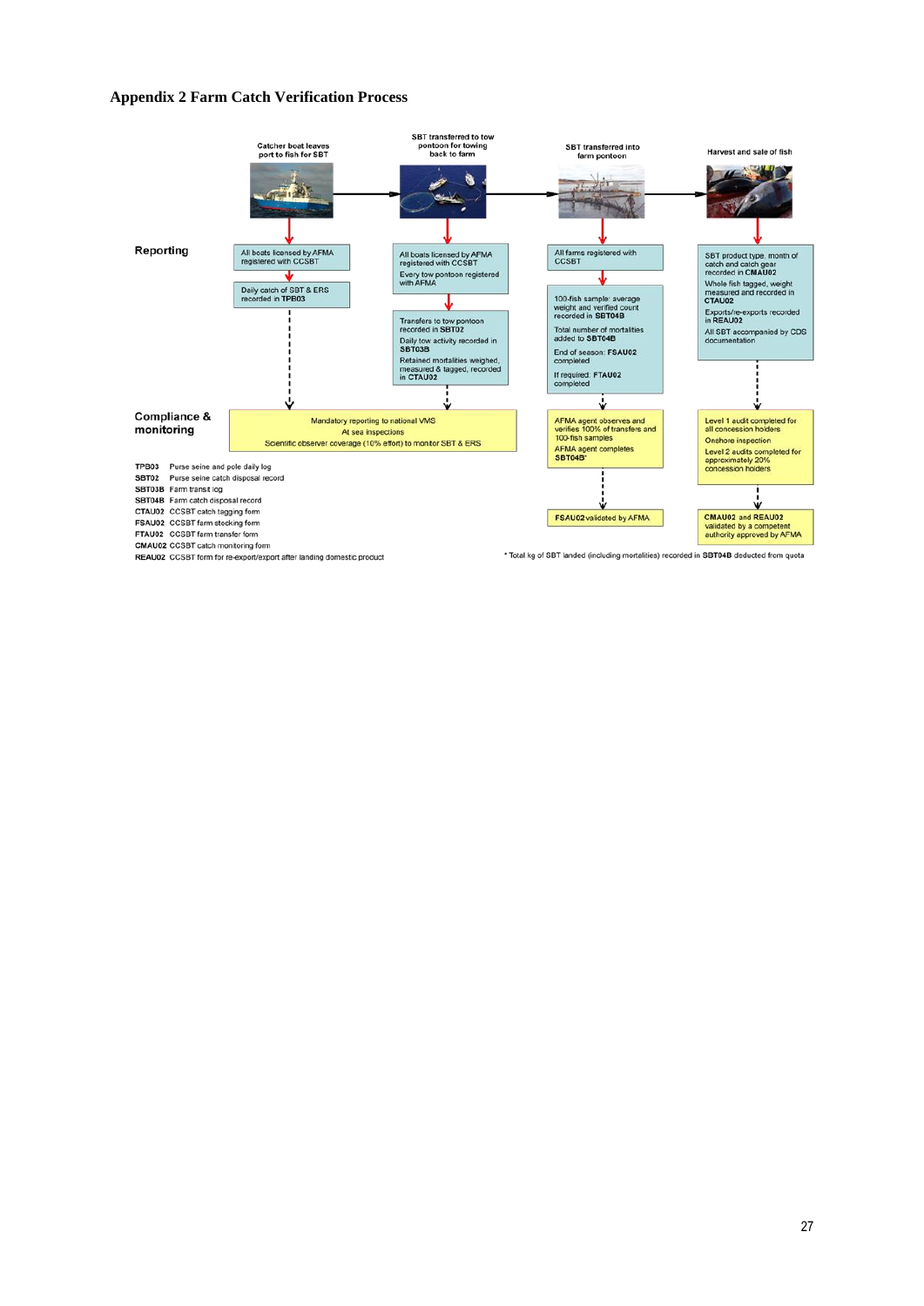# Appendix 2 Farm Catch Verification Process

| | Catcher boat leaves port to fish for SBT | SBT transferred to tow pontoon for towing back to farm | SBT transferred into farm pontoon | Harvest and sale of fish |
|---|---|---|---|---|
| **Reporting** | All boats licensed by AFMA registered with CCSBT<br><br>Daily catch of SBT & ERS recorded in **TPB03** | All boats licensed by AFMA registered with CCSBT<br>Every tow pontoon registered with AFMA<br><br>Transfers to tow pontoon recorded in **SBT02**<br>Daily tow activity recorded in **SBT03B**<br>Retained mortalities weighed, measured & tagged, recorded in **CTAU02** | All farms registered with CCSBT<br><br>100-fish sample: average weight and verified count recorded in **SBT04B**<br>Total number of mortalities added to **SBT04B**<br>End of season: **FSAU02** completed<br>If required: **FTAU02** completed | SBT product type, month of catch and catch gear recorded in **CMAU02**<br>Whole fish tagged, weight measured and recorded in **CTAU02**<br>Exports/re-exports recorded in **REAU02**<br>All SBT accompanied by CDS documentation |
| **Compliance & monitoring** | Mandatory reporting to national VMS<br>At sea inspections<br>Scientific observer coverage (10% effort) to monitor SBT & ERS | | AFMA agent observes and verifies 100% of transfers and 100-fish samples<br>AFMA agent completes **SBT04B***<br><br>**FSAU02** validated by AFMA | Level 1 audit completed for all concession holders<br>Onshore inspection<br>Level 2 audits completed for approximately 20% concession holders<br><br>**CMAU02** and **REAU02** validated by a competent authority approved by AFMA |

**TPB03** Purse seine and pole daily log
**SBT02** Purse seine catch disposal record
**SBT03B** Farm transit log
**SBT04B** Farm catch disposal record
**CTAU02** CCSBT catch tagging form
**FSAU02** CCSBT farm stocking form
**FTAU02** CCSBT farm transfer form
**CMAU02** CCSBT catch monitoring form
**REAU02** CCSBT form for re-export/export after landing domestic product

* Total kg of SBT landed (including mortalities) recorded in **SBT04B** deducted from quota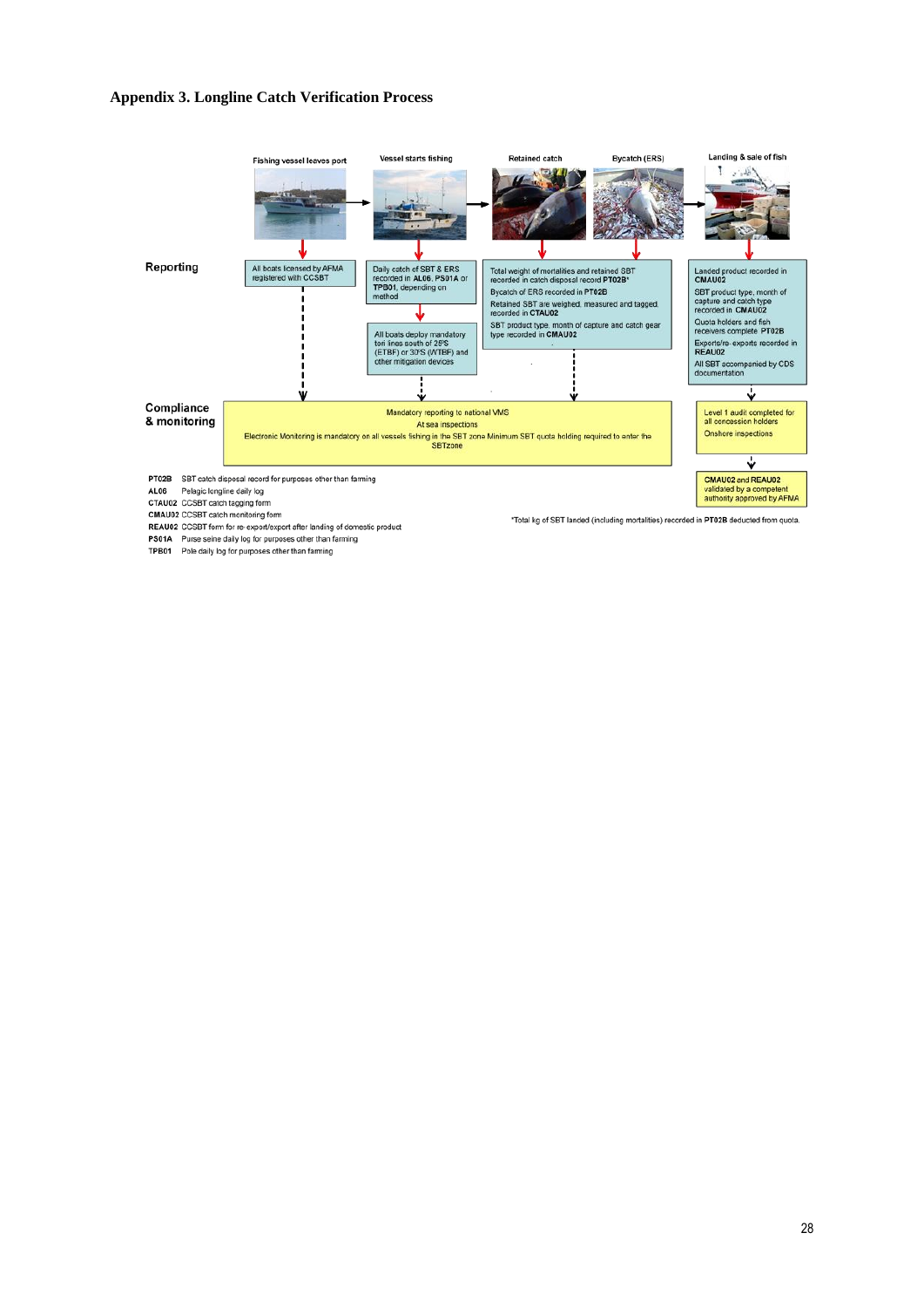## Appendix 3. Longline Catch Verification Process

Fishing vessel leaves port

Vessel starts fishing

Retained catch

Bycatch (ERS)

Landing & sale of fish

Reporting

All boats licensed by AFMA registered with CCSBT

Daily catch of SBT & ERS recorded in **AL06**, **PS01A** or **TPB01**, depending on method

All boats deploy mandatory tori lines south of 25°S (ETBF) or 30°S (WTBF) and other mitigation devices

Total weight of mortalities and retained SBT recorded in catch disposal record **PT02B***

Bycatch of ERS recorded in **PT02B**

Retained SBT are weighed, measured and tagged, recorded in **CTAU02**

SBT product type, month of capture and catch gear type recorded in **CMAU02**

Landed product recorded in **CMAU02**

SBT product type, month of capture and catch type recorded in **CMAU02**

Quota holders and fish receivers complete **PT02B**

Exports/re- exports recorded in **REAU02**

All SBT accompanied by CDS documentation

Compliance & monitoring

Mandatory reporting to national VMS

At sea inspections

Electronic Monitoring is mandatory on all vessels fishing in the SBT zone Minimum SBT quota holding required to enter the SBTzone

Level 1 audit completed for all concession holders

Onshore inspections

CMAU02 and REAU02 validated by a competent authority approved by AFMA

**PT02B** SBT catch disposal record for purposes other than farming
**AL06** Pelagic longline daily log
**CTAU02** CCSBT catch tagging form
**CMAU02** CCSBT catch monitoring form
**REAU02** CCSBT form for re-export/export after landing of domestic product
**PS01A** Purse seine daily log for purposes other than farming
**TPB01** Pole daily log for purposes other than farming

*Total kg of SBT landed (including mortalities) recorded in **PT02B** deducted from quota.